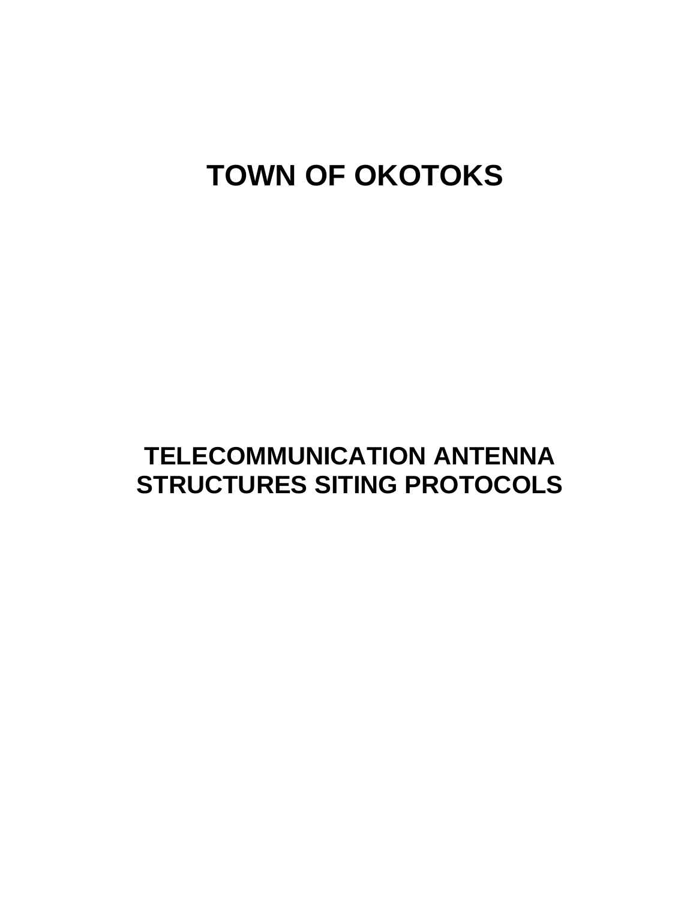# TOWN OF OKOTOKS

# TELECOMMUNICATION ANTENNA STRUCTURES SITING PROTOCOLS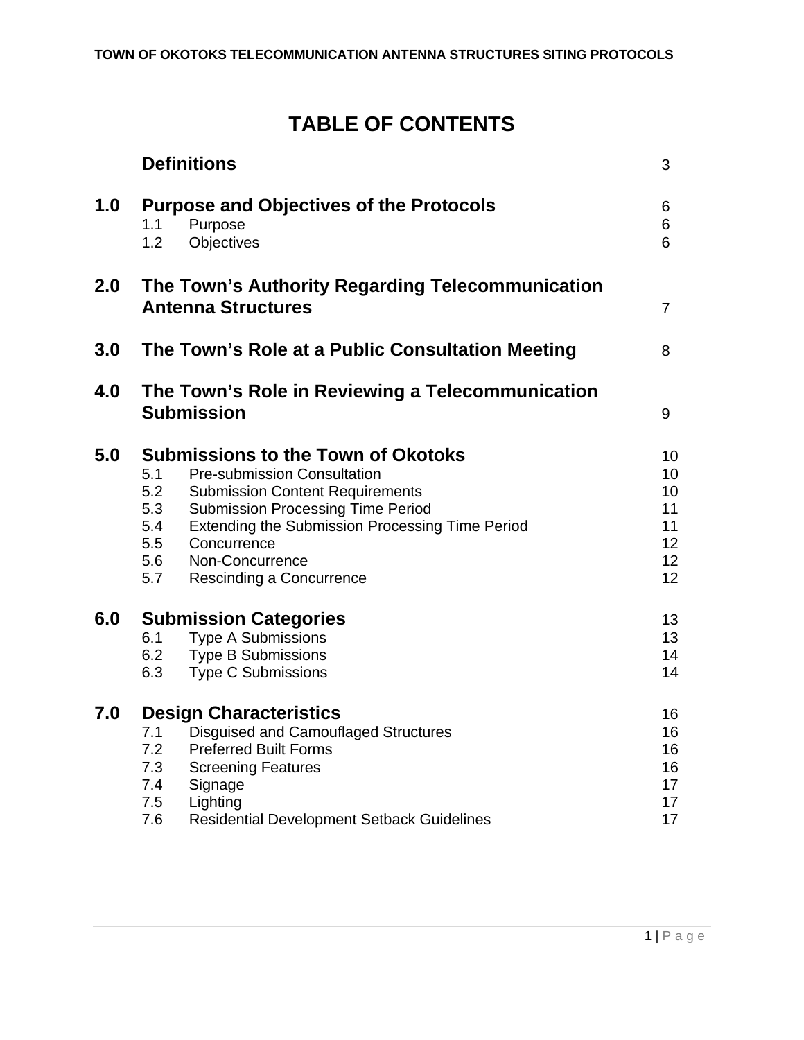# TABLE OF CONTENTS

| | | Page |
|---|---|---|
| | **Definitions** | 3 |
| **1.0** | **Purpose and Objectives of the Protocols** | 6 |
| | 1.1 Purpose | 6 |
| | 1.2 Objectives | 6 |
| **2.0** | **The Town's Authority Regarding Telecommunication Antenna Structures** | 7 |
| **3.0** | **The Town's Role at a Public Consultation Meeting** | 8 |
| **4.0** | **The Town's Role in Reviewing a Telecommunication Submission** | 9 |
| **5.0** | **Submissions to the Town of Okotoks** | 10 |
| | 5.1 Pre-submission Consultation | 10 |
| | 5.2 Submission Content Requirements | 10 |
| | 5.3 Submission Processing Time Period | 11 |
| | 5.4 Extending the Submission Processing Time Period | 11 |
| | 5.5 Concurrence | 12 |
| | 5.6 Non-Concurrence | 12 |
| | 5.7 Rescinding a Concurrence | 12 |
| **6.0** | **Submission Categories** | 13 |
| | 6.1 Type A Submissions | 13 |
| | 6.2 Type B Submissions | 14 |
| | 6.3 Type C Submissions | 14 |
| **7.0** | **Design Characteristics** | 16 |
| | 7.1 Disguised and Camouflaged Structures | 16 |
| | 7.2 Preferred Built Forms | 16 |
| | 7.3 Screening Features | 16 |
| | 7.4 Signage | 17 |
| | 7.5 Lighting | 17 |
| | 7.6 Residential Development Setback Guidelines | 17 |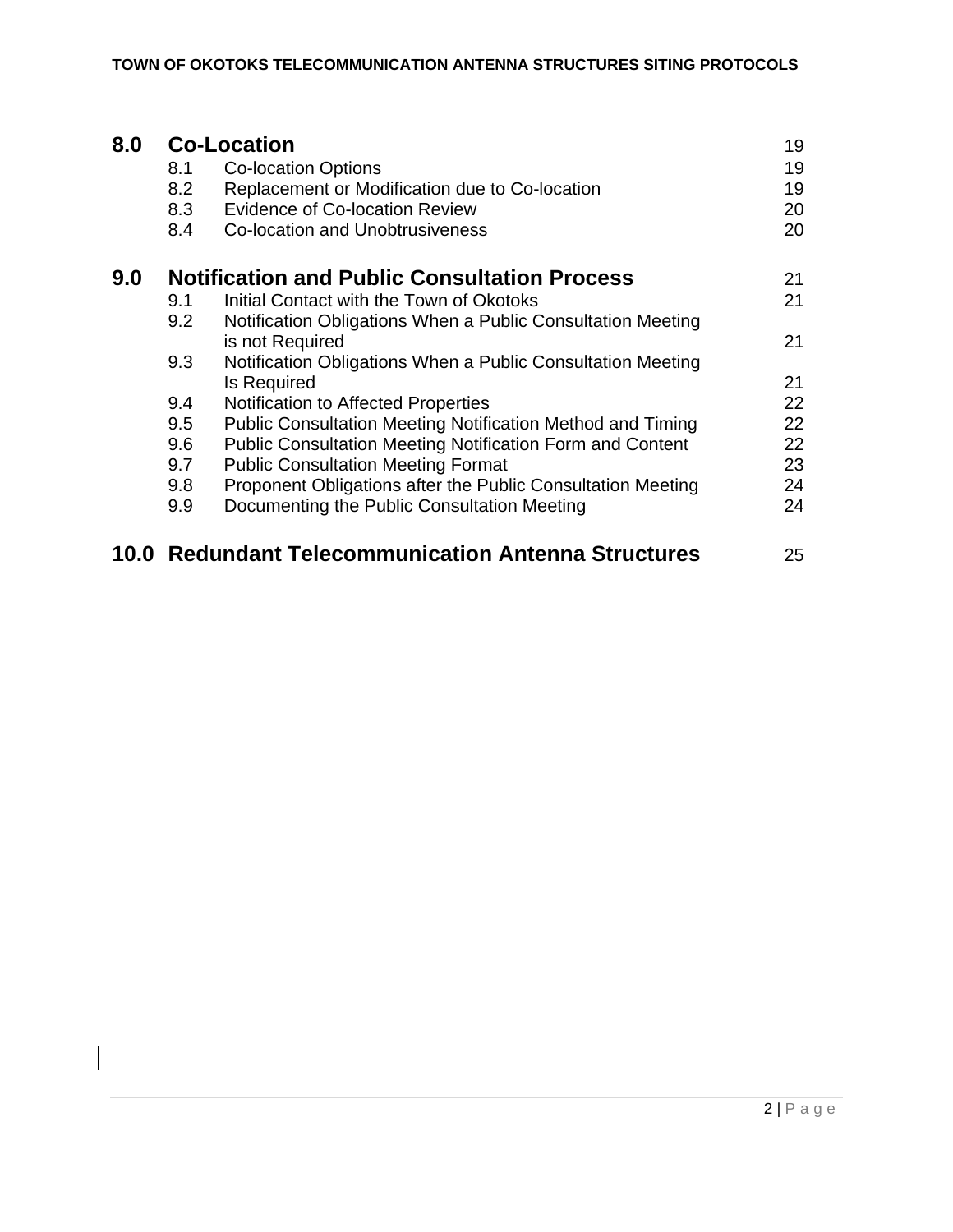| | | |
|---|---|---|
| **8.0** | **Co-Location** | 19 |
| 8.1 | Co-location Options | 19 |
| 8.2 | Replacement or Modification due to Co-location | 19 |
| 8.3 | Evidence of Co-location Review | 20 |
| 8.4 | Co-location and Unobtrusiveness | 20 |
| **9.0** | **Notification and Public Consultation Process** | 21 |
| 9.1 | Initial Contact with the Town of Okotoks | 21 |
| 9.2 | Notification Obligations When a Public Consultation Meeting is not Required | 21 |
| 9.3 | Notification Obligations When a Public Consultation Meeting Is Required | 21 |
| 9.4 | Notification to Affected Properties | 22 |
| 9.5 | Public Consultation Meeting Notification Method and Timing | 22 |
| 9.6 | Public Consultation Meeting Notification Form and Content | 22 |
| 9.7 | Public Consultation Meeting Format | 23 |
| 9.8 | Proponent Obligations after the Public Consultation Meeting | 24 |
| 9.9 | Documenting the Public Consultation Meeting | 24 |
| **10.0** | **Redundant Telecommunication Antenna Structures** | 25 |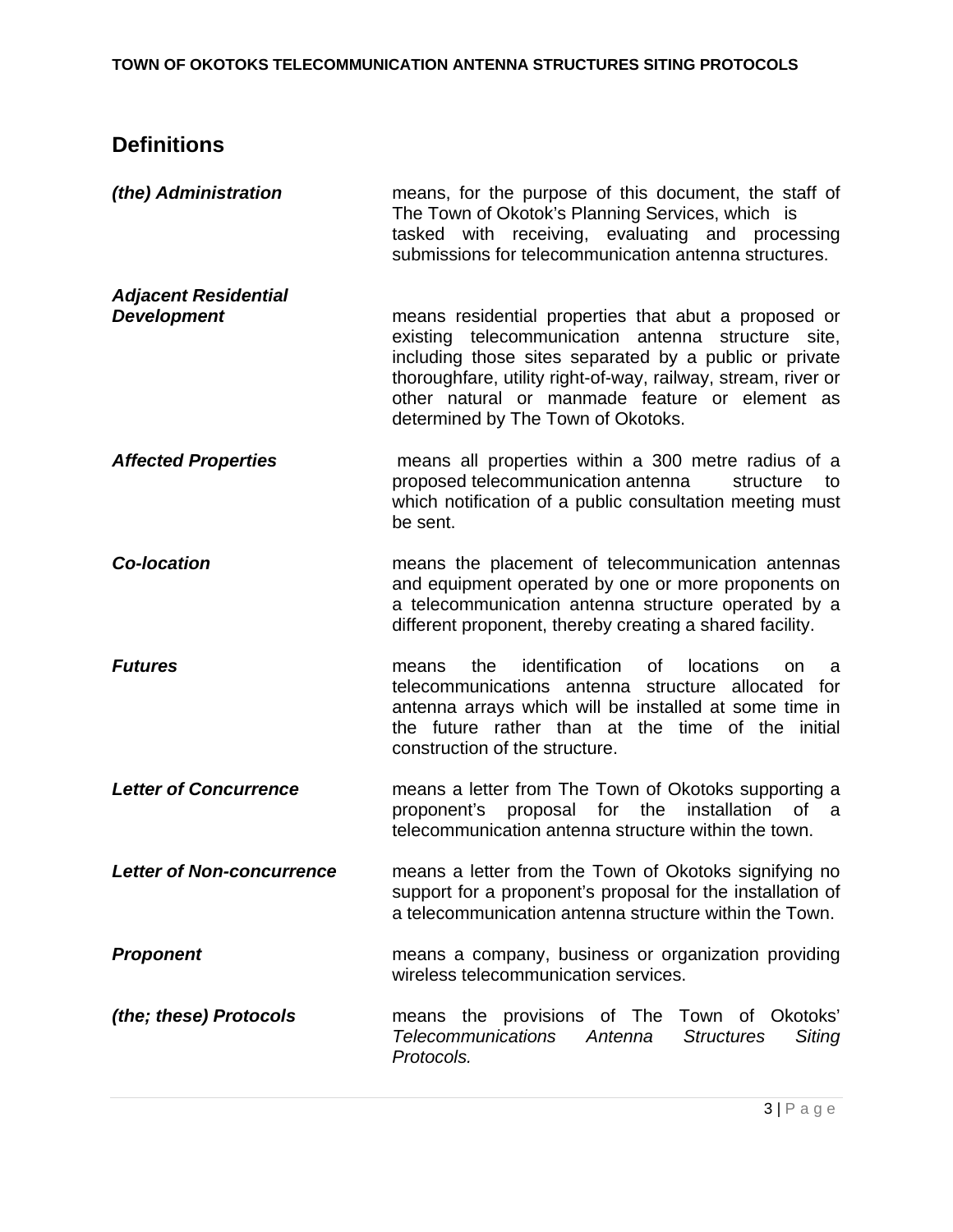## Definitions

***(the) Administration*** means, for the purpose of this document, the staff of The Town of Okotok's Planning Services, which is tasked with receiving, evaluating and processing submissions for telecommunication antenna structures.

***Adjacent Residential Development*** means residential properties that abut a proposed or existing telecommunication antenna structure site, including those sites separated by a public or private thoroughfare, utility right-of-way, railway, stream, river or other natural or manmade feature or element as determined by The Town of Okotoks.

***Affected Properties*** means all properties within a 300 metre radius of a proposed telecommunication antenna structure to which notification of a public consultation meeting must be sent.

***Co-location*** means the placement of telecommunication antennas and equipment operated by one or more proponents on a telecommunication antenna structure operated by a different proponent, thereby creating a shared facility.

***Futures*** means the identification of locations on a telecommunications antenna structure allocated for antenna arrays which will be installed at some time in the future rather than at the time of the initial construction of the structure.

***Letter of Concurrence*** means a letter from The Town of Okotoks supporting a proponent's proposal for the installation of a telecommunication antenna structure within the town.

***Letter of Non-concurrence*** means a letter from the Town of Okotoks signifying no support for a proponent's proposal for the installation of a telecommunication antenna structure within the Town.

***Proponent*** means a company, business or organization providing wireless telecommunication services.

***(the; these) Protocols*** means the provisions of The Town of Okotoks' *Telecommunications Antenna Structures Siting Protocols.*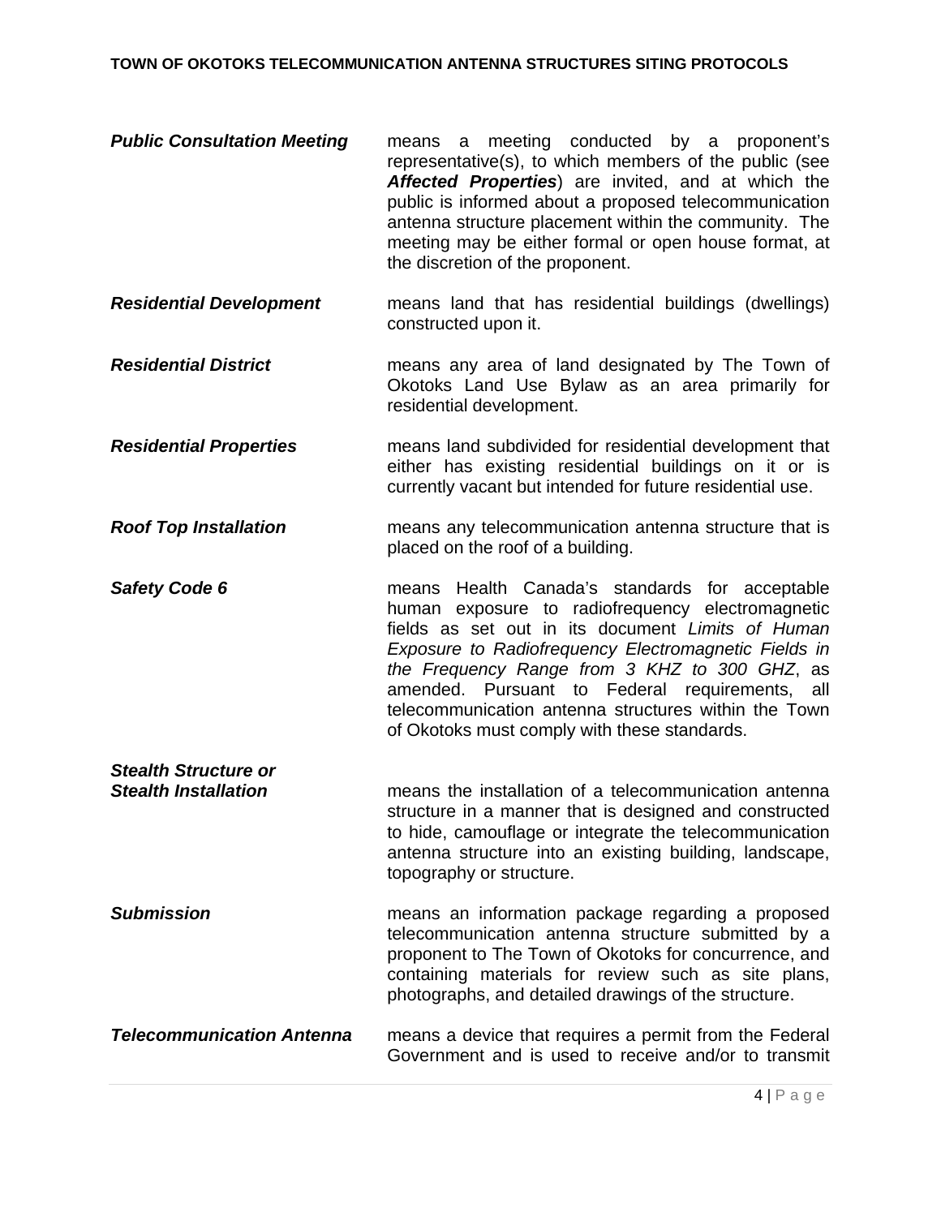***Public Consultation Meeting*** means a meeting conducted by a proponent's representative(s), to which members of the public (see ***Affected Properties***) are invited, and at which the public is informed about a proposed telecommunication antenna structure placement within the community. The meeting may be either formal or open house format, at the discretion of the proponent.

***Residential Development*** means land that has residential buildings (dwellings) constructed upon it.

***Residential District*** means any area of land designated by The Town of Okotoks Land Use Bylaw as an area primarily for residential development.

***Residential Properties*** means land subdivided for residential development that either has existing residential buildings on it or is currently vacant but intended for future residential use.

***Roof Top Installation*** means any telecommunication antenna structure that is placed on the roof of a building.

***Safety Code 6*** means Health Canada's standards for acceptable human exposure to radiofrequency electromagnetic fields as set out in its document *Limits of Human Exposure to Radiofrequency Electromagnetic Fields in the Frequency Range from 3 KHZ to 300 GHZ*, as amended. Pursuant to Federal requirements, all telecommunication antenna structures within the Town of Okotoks must comply with these standards.

***Stealth Structure or Stealth Installation*** means the installation of a telecommunication antenna structure in a manner that is designed and constructed to hide, camouflage or integrate the telecommunication antenna structure into an existing building, landscape, topography or structure.

***Submission*** means an information package regarding a proposed telecommunication antenna structure submitted by a proponent to The Town of Okotoks for concurrence, and containing materials for review such as site plans, photographs, and detailed drawings of the structure.

***Telecommunication Antenna*** means a device that requires a permit from the Federal Government and is used to receive and/or to transmit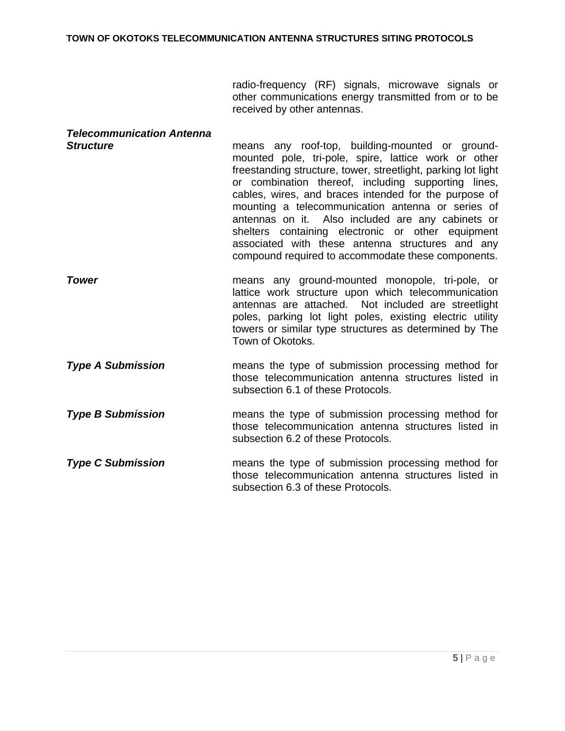radio-frequency (RF) signals, microwave signals or other communications energy transmitted from or to be received by other antennas.

***Telecommunication Antenna Structure*** means any roof-top, building-mounted or ground-mounted pole, tri-pole, spire, lattice work or other freestanding structure, tower, streetlight, parking lot light or combination thereof, including supporting lines, cables, wires, and braces intended for the purpose of mounting a telecommunication antenna or series of antennas on it. Also included are any cabinets or shelters containing electronic or other equipment associated with these antenna structures and any compound required to accommodate these components.

***Tower*** means any ground-mounted monopole, tri-pole, or lattice work structure upon which telecommunication antennas are attached. Not included are streetlight poles, parking lot light poles, existing electric utility towers or similar type structures as determined by The Town of Okotoks.

***Type A Submission*** means the type of submission processing method for those telecommunication antenna structures listed in subsection 6.1 of these Protocols.

***Type B Submission*** means the type of submission processing method for those telecommunication antenna structures listed in subsection 6.2 of these Protocols.

***Type C Submission*** means the type of submission processing method for those telecommunication antenna structures listed in subsection 6.3 of these Protocols.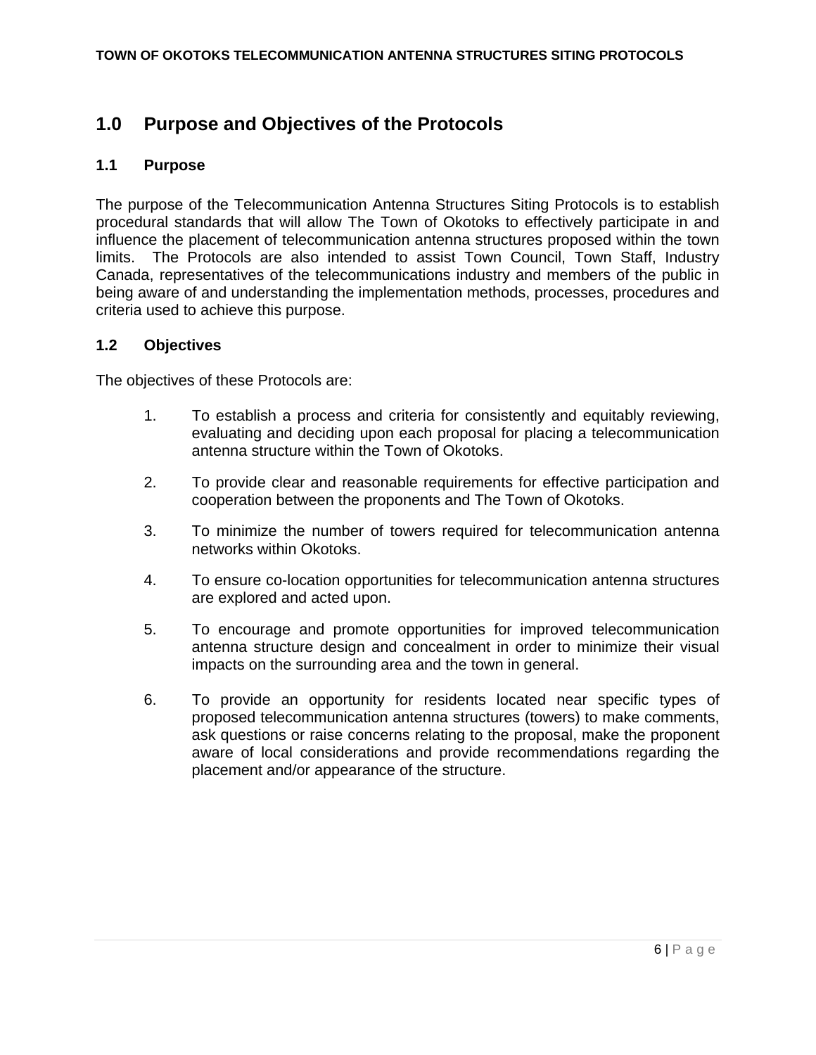# 1.0 Purpose and Objectives of the Protocols

## 1.1 Purpose

The purpose of the Telecommunication Antenna Structures Siting Protocols is to establish procedural standards that will allow The Town of Okotoks to effectively participate in and influence the placement of telecommunication antenna structures proposed within the town limits. The Protocols are also intended to assist Town Council, Town Staff, Industry Canada, representatives of the telecommunications industry and members of the public in being aware of and understanding the implementation methods, processes, procedures and criteria used to achieve this purpose.

## 1.2 Objectives

The objectives of these Protocols are:

1. To establish a process and criteria for consistently and equitably reviewing, evaluating and deciding upon each proposal for placing a telecommunication antenna structure within the Town of Okotoks.

2. To provide clear and reasonable requirements for effective participation and cooperation between the proponents and The Town of Okotoks.

3. To minimize the number of towers required for telecommunication antenna networks within Okotoks.

4. To ensure co-location opportunities for telecommunication antenna structures are explored and acted upon.

5. To encourage and promote opportunities for improved telecommunication antenna structure design and concealment in order to minimize their visual impacts on the surrounding area and the town in general.

6. To provide an opportunity for residents located near specific types of proposed telecommunication antenna structures (towers) to make comments, ask questions or raise concerns relating to the proposal, make the proponent aware of local considerations and provide recommendations regarding the placement and/or appearance of the structure.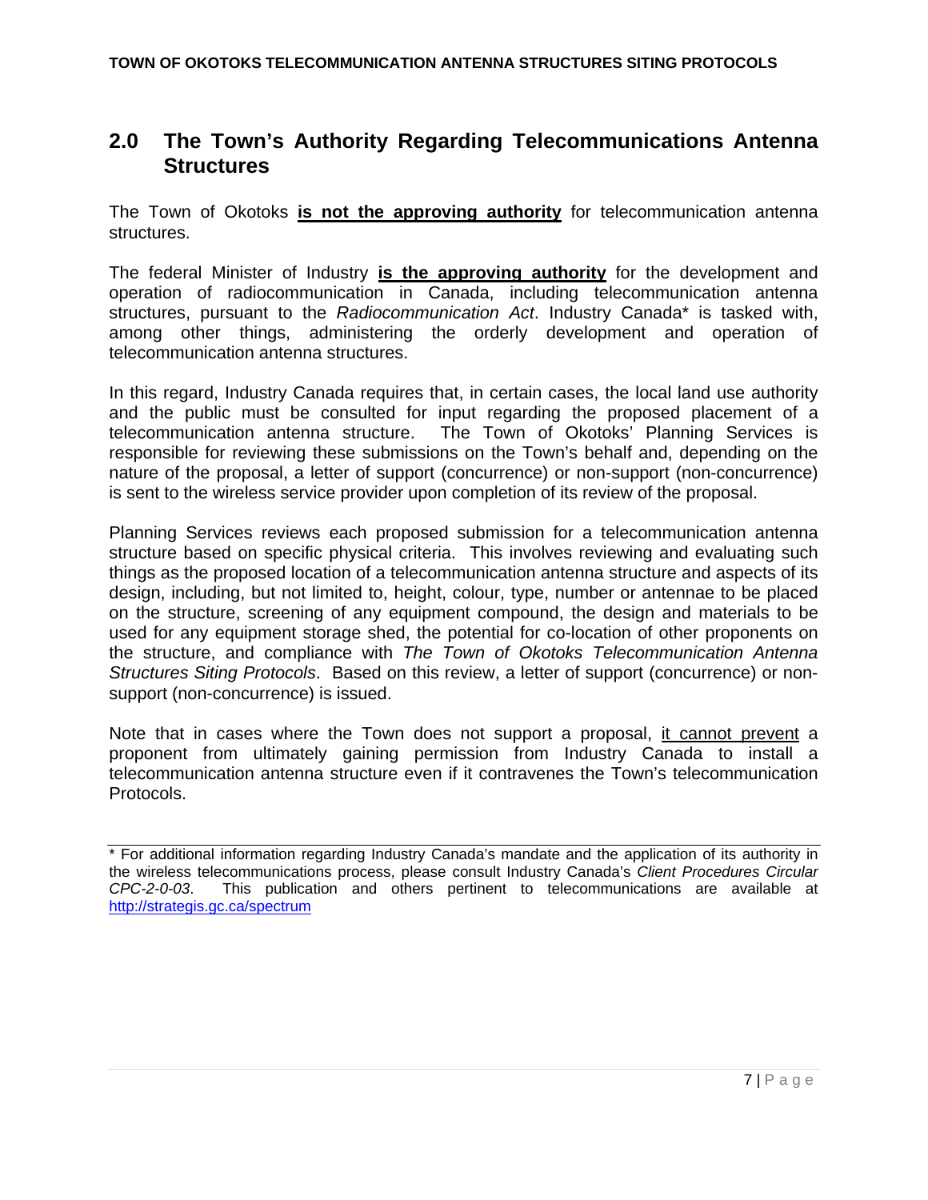## 2.0 The Town's Authority Regarding Telecommunications Antenna Structures

The Town of Okotoks **is not the approving authority** for telecommunication antenna structures.

The federal Minister of Industry **is the approving authority** for the development and operation of radiocommunication in Canada, including telecommunication antenna structures, pursuant to the *Radiocommunication Act*. Industry Canada* is tasked with, among other things, administering the orderly development and operation of telecommunication antenna structures.

In this regard, Industry Canada requires that, in certain cases, the local land use authority and the public must be consulted for input regarding the proposed placement of a telecommunication antenna structure. The Town of Okotoks' Planning Services is responsible for reviewing these submissions on the Town's behalf and, depending on the nature of the proposal, a letter of support (concurrence) or non-support (non-concurrence) is sent to the wireless service provider upon completion of its review of the proposal.

Planning Services reviews each proposed submission for a telecommunication antenna structure based on specific physical criteria. This involves reviewing and evaluating such things as the proposed location of a telecommunication antenna structure and aspects of its design, including, but not limited to, height, colour, type, number or antennae to be placed on the structure, screening of any equipment compound, the design and materials to be used for any equipment storage shed, the potential for co-location of other proponents on the structure, and compliance with *The Town of Okotoks Telecommunication Antenna Structures Siting Protocols*. Based on this review, a letter of support (concurrence) or non-support (non-concurrence) is issued.

Note that in cases where the Town does not support a proposal, it cannot prevent a proponent from ultimately gaining permission from Industry Canada to install a telecommunication antenna structure even if it contravenes the Town's telecommunication Protocols.

---

* For additional information regarding Industry Canada's mandate and the application of its authority in the wireless telecommunications process, please consult Industry Canada's *Client Procedures Circular CPC-2-0-03*. This publication and others pertinent to telecommunications are available at http://strategis.gc.ca/spectrum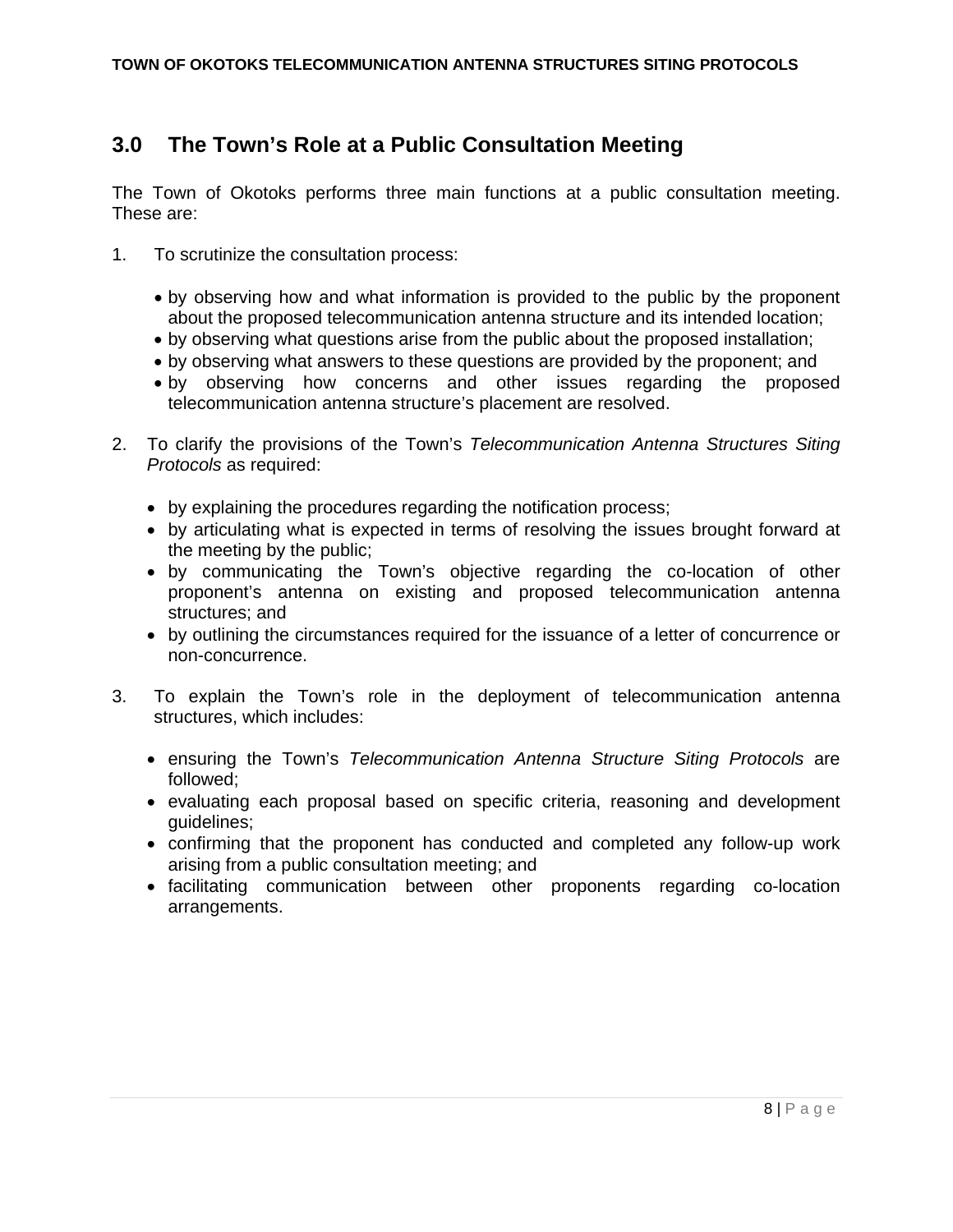## 3.0 The Town's Role at a Public Consultation Meeting

The Town of Okotoks performs three main functions at a public consultation meeting. These are:

1. To scrutinize the consultation process:

   - by observing how and what information is provided to the public by the proponent about the proposed telecommunication antenna structure and its intended location;
   - by observing what questions arise from the public about the proposed installation;
   - by observing what answers to these questions are provided by the proponent; and
   - by observing how concerns and other issues regarding the proposed telecommunication antenna structure's placement are resolved.

2. To clarify the provisions of the Town's *Telecommunication Antenna Structures Siting Protocols* as required:

   - by explaining the procedures regarding the notification process;
   - by articulating what is expected in terms of resolving the issues brought forward at the meeting by the public;
   - by communicating the Town's objective regarding the co-location of other proponent's antenna on existing and proposed telecommunication antenna structures; and
   - by outlining the circumstances required for the issuance of a letter of concurrence or non-concurrence.

3. To explain the Town's role in the deployment of telecommunication antenna structures, which includes:

   - ensuring the Town's *Telecommunication Antenna Structure Siting Protocols* are followed;
   - evaluating each proposal based on specific criteria, reasoning and development guidelines;
   - confirming that the proponent has conducted and completed any follow-up work arising from a public consultation meeting; and
   - facilitating communication between other proponents regarding co-location arrangements.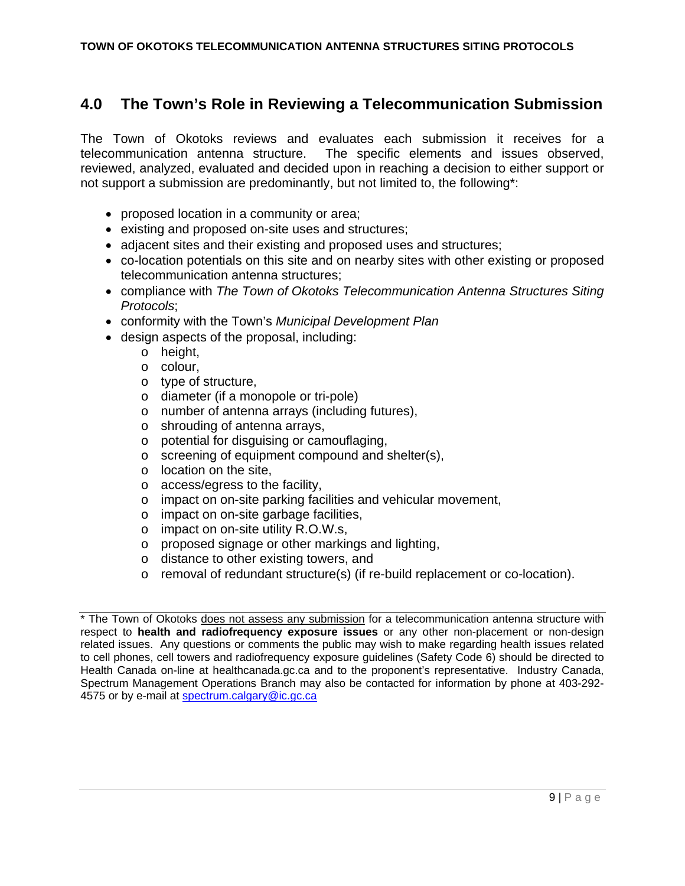## 4.0 The Town's Role in Reviewing a Telecommunication Submission

The Town of Okotoks reviews and evaluates each submission it receives for a telecommunication antenna structure. The specific elements and issues observed, reviewed, analyzed, evaluated and decided upon in reaching a decision to either support or not support a submission are predominantly, but not limited to, the following*:

- proposed location in a community or area;
- existing and proposed on-site uses and structures;
- adjacent sites and their existing and proposed uses and structures;
- co-location potentials on this site and on nearby sites with other existing or proposed telecommunication antenna structures;
- compliance with *The Town of Okotoks Telecommunication Antenna Structures Siting Protocols*;
- conformity with the Town's *Municipal Development Plan*
- design aspects of the proposal, including:
  - height,
  - colour,
  - type of structure,
  - diameter (if a monopole or tri-pole)
  - number of antenna arrays (including futures),
  - shrouding of antenna arrays,
  - potential for disguising or camouflaging,
  - screening of equipment compound and shelter(s),
  - location on the site,
  - access/egress to the facility,
  - impact on on-site parking facilities and vehicular movement,
  - impact on on-site garbage facilities,
  - impact on on-site utility R.O.W.s,
  - proposed signage or other markings and lighting,
  - distance to other existing towers, and
  - removal of redundant structure(s) (if re-build replacement or co-location).

---

* The Town of Okotoks <u>does not assess any submission</u> for a telecommunication antenna structure with respect to **health and radiofrequency exposure issues** or any other non-placement or non-design related issues. Any questions or comments the public may wish to make regarding health issues related to cell phones, cell towers and radiofrequency exposure guidelines (Safety Code 6) should be directed to Health Canada on-line at healthcanada.gc.ca and to the proponent's representative. Industry Canada, Spectrum Management Operations Branch may also be contacted for information by phone at 403-292-4575 or by e-mail at spectrum.calgary@ic.gc.ca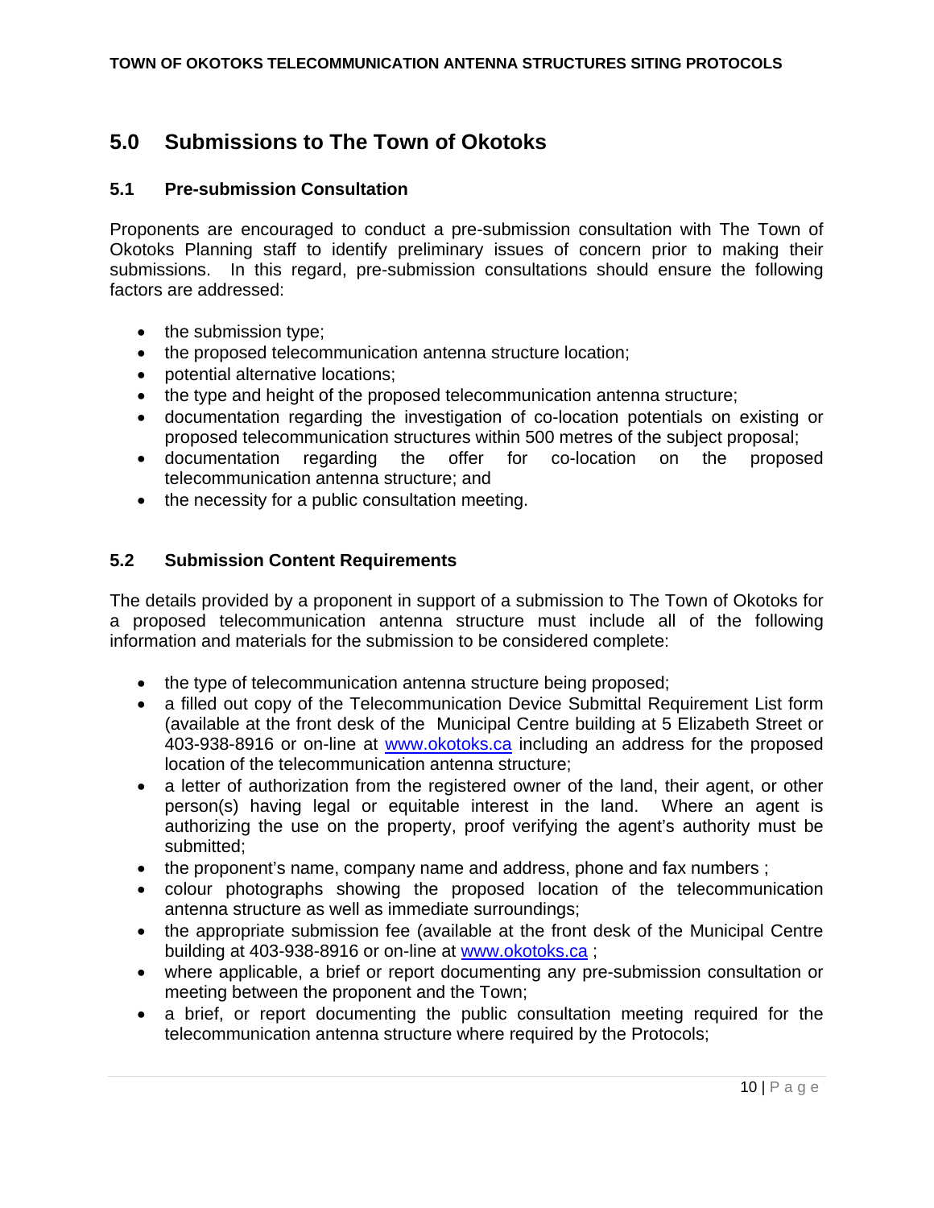## 5.0 Submissions to The Town of Okotoks

### 5.1 Pre-submission Consultation

Proponents are encouraged to conduct a pre-submission consultation with The Town of Okotoks Planning staff to identify preliminary issues of concern prior to making their submissions. In this regard, pre-submission consultations should ensure the following factors are addressed:

- the submission type;
- the proposed telecommunication antenna structure location;
- potential alternative locations;
- the type and height of the proposed telecommunication antenna structure;
- documentation regarding the investigation of co-location potentials on existing or proposed telecommunication structures within 500 metres of the subject proposal;
- documentation regarding the offer for co-location on the proposed telecommunication antenna structure; and
- the necessity for a public consultation meeting.

### 5.2 Submission Content Requirements

The details provided by a proponent in support of a submission to The Town of Okotoks for a proposed telecommunication antenna structure must include all of the following information and materials for the submission to be considered complete:

- the type of telecommunication antenna structure being proposed;
- a filled out copy of the Telecommunication Device Submittal Requirement List form (available at the front desk of the Municipal Centre building at 5 Elizabeth Street or 403-938-8916 or on-line at www.okotoks.ca including an address for the proposed location of the telecommunication antenna structure;
- a letter of authorization from the registered owner of the land, their agent, or other person(s) having legal or equitable interest in the land. Where an agent is authorizing the use on the property, proof verifying the agent's authority must be submitted;
- the proponent's name, company name and address, phone and fax numbers ;
- colour photographs showing the proposed location of the telecommunication antenna structure as well as immediate surroundings;
- the appropriate submission fee (available at the front desk of the Municipal Centre building at 403-938-8916 or on-line at www.okotoks.ca ;
- where applicable, a brief or report documenting any pre-submission consultation or meeting between the proponent and the Town;
- a brief, or report documenting the public consultation meeting required for the telecommunication antenna structure where required by the Protocols;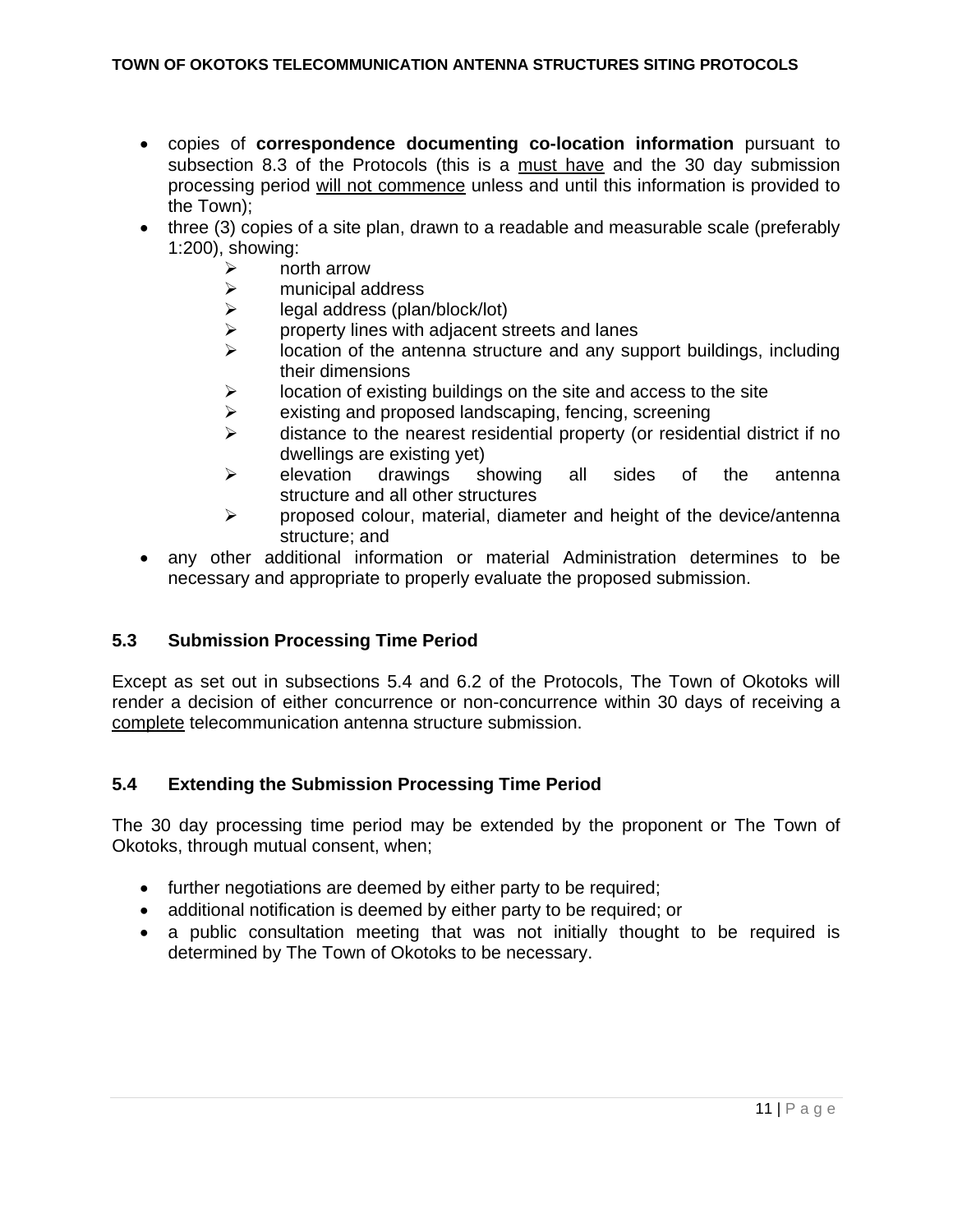- copies of **correspondence documenting co-location information** pursuant to subsection 8.3 of the Protocols (this is a <u>must have</u> and the 30 day submission processing period <u>will not commence</u> unless and until this information is provided to the Town);
- three (3) copies of a site plan, drawn to a readable and measurable scale (preferably 1:200), showing:
  - north arrow
  - municipal address
  - legal address (plan/block/lot)
  - property lines with adjacent streets and lanes
  - location of the antenna structure and any support buildings, including their dimensions
  - location of existing buildings on the site and access to the site
  - existing and proposed landscaping, fencing, screening
  - distance to the nearest residential property (or residential district if no dwellings are existing yet)
  - elevation drawings showing all sides of the antenna structure and all other structures
  - proposed colour, material, diameter and height of the device/antenna structure; and
- any other additional information or material Administration determines to be necessary and appropriate to properly evaluate the proposed submission.

### 5.3 Submission Processing Time Period

Except as set out in subsections 5.4 and 6.2 of the Protocols, The Town of Okotoks will render a decision of either concurrence or non-concurrence within 30 days of receiving a <u>complete</u> telecommunication antenna structure submission.

### 5.4 Extending the Submission Processing Time Period

The 30 day processing time period may be extended by the proponent or The Town of Okotoks, through mutual consent, when;

- further negotiations are deemed by either party to be required;
- additional notification is deemed by either party to be required; or
- a public consultation meeting that was not initially thought to be required is determined by The Town of Okotoks to be necessary.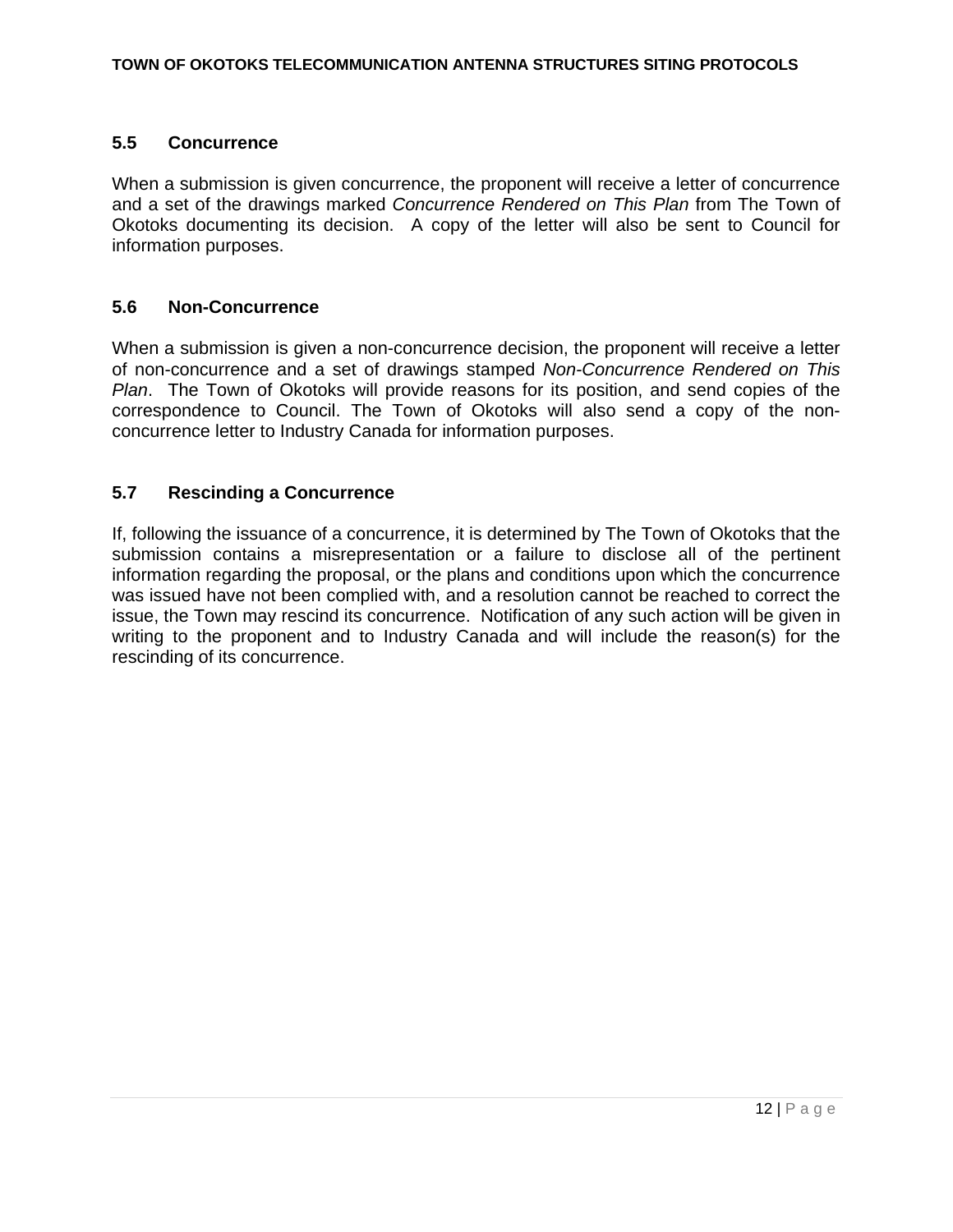## 5.5 Concurrence

When a submission is given concurrence, the proponent will receive a letter of concurrence and a set of the drawings marked *Concurrence Rendered on This Plan* from The Town of Okotoks documenting its decision. A copy of the letter will also be sent to Council for information purposes.

## 5.6 Non-Concurrence

When a submission is given a non-concurrence decision, the proponent will receive a letter of non-concurrence and a set of drawings stamped *Non-Concurrence Rendered on This Plan*. The Town of Okotoks will provide reasons for its position, and send copies of the correspondence to Council. The Town of Okotoks will also send a copy of the non-concurrence letter to Industry Canada for information purposes.

## 5.7 Rescinding a Concurrence

If, following the issuance of a concurrence, it is determined by The Town of Okotoks that the submission contains a misrepresentation or a failure to disclose all of the pertinent information regarding the proposal, or the plans and conditions upon which the concurrence was issued have not been complied with, and a resolution cannot be reached to correct the issue, the Town may rescind its concurrence. Notification of any such action will be given in writing to the proponent and to Industry Canada and will include the reason(s) for the rescinding of its concurrence.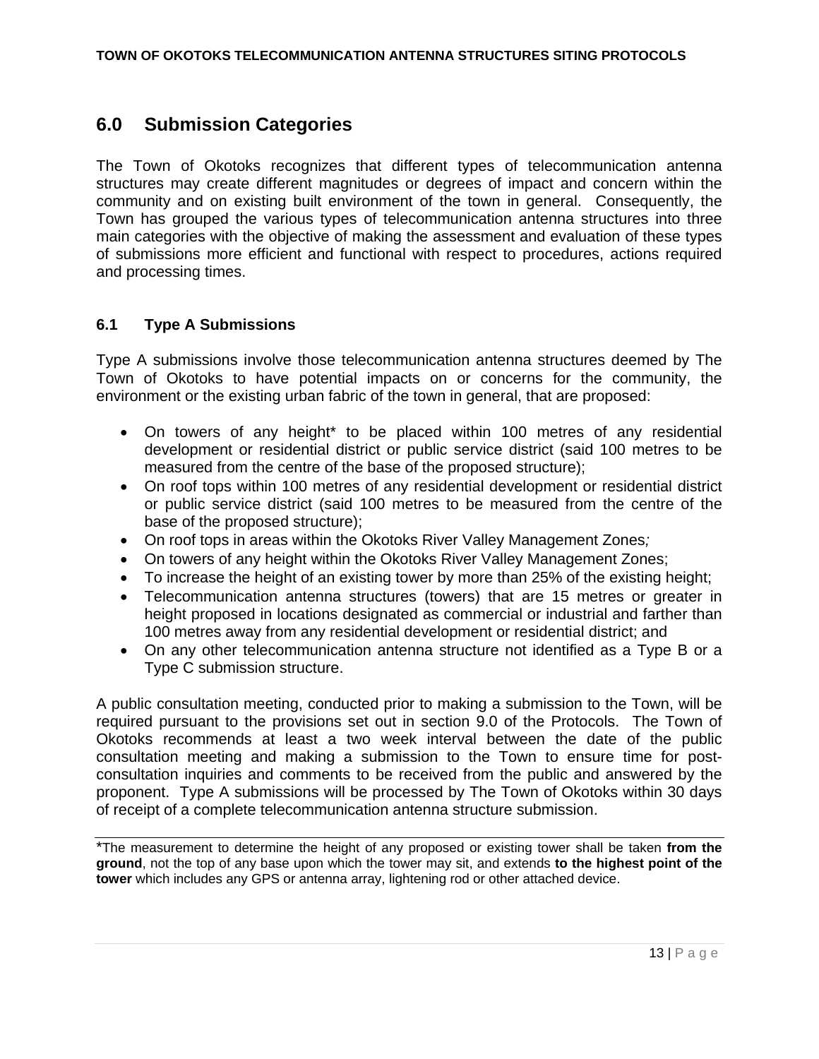## 6.0 Submission Categories

The Town of Okotoks recognizes that different types of telecommunication antenna structures may create different magnitudes or degrees of impact and concern within the community and on existing built environment of the town in general. Consequently, the Town has grouped the various types of telecommunication antenna structures into three main categories with the objective of making the assessment and evaluation of these types of submissions more efficient and functional with respect to procedures, actions required and processing times.

### 6.1 Type A Submissions

Type A submissions involve those telecommunication antenna structures deemed by The Town of Okotoks to have potential impacts on or concerns for the community, the environment or the existing urban fabric of the town in general, that are proposed:

- On towers of any height* to be placed within 100 metres of any residential development or residential district or public service district (said 100 metres to be measured from the centre of the base of the proposed structure);
- On roof tops within 100 metres of any residential development or residential district or public service district (said 100 metres to be measured from the centre of the base of the proposed structure);
- On roof tops in areas within the Okotoks River Valley Management Zones*;*
- On towers of any height within the Okotoks River Valley Management Zones;
- To increase the height of an existing tower by more than 25% of the existing height;
- Telecommunication antenna structures (towers) that are 15 metres or greater in height proposed in locations designated as commercial or industrial and farther than 100 metres away from any residential development or residential district; and
- On any other telecommunication antenna structure not identified as a Type B or a Type C submission structure.

A public consultation meeting, conducted prior to making a submission to the Town, will be required pursuant to the provisions set out in section 9.0 of the Protocols. The Town of Okotoks recommends at least a two week interval between the date of the public consultation meeting and making a submission to the Town to ensure time for post-consultation inquiries and comments to be received from the public and answered by the proponent. Type A submissions will be processed by The Town of Okotoks within 30 days of receipt of a complete telecommunication antenna structure submission.

---

*The measurement to determine the height of any proposed or existing tower shall be taken **from the ground**, not the top of any base upon which the tower may sit, and extends **to the highest point of the tower** which includes any GPS or antenna array, lightening rod or other attached device.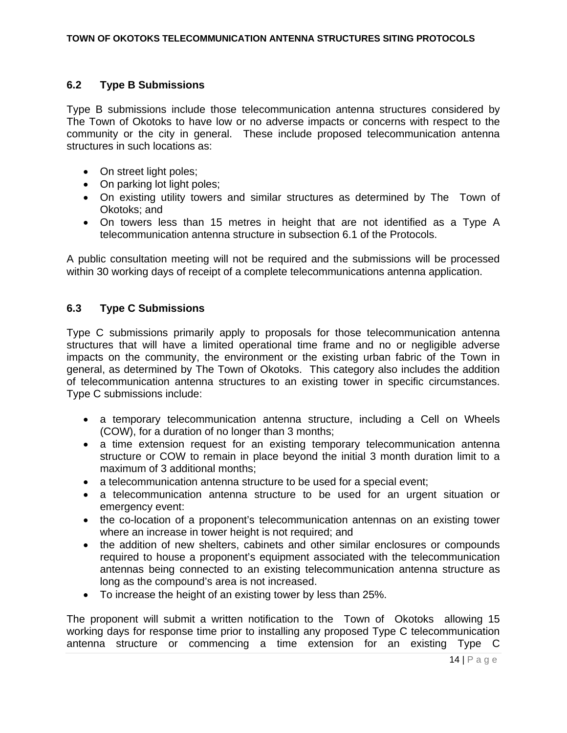### 6.2 Type B Submissions

Type B submissions include those telecommunication antenna structures considered by The Town of Okotoks to have low or no adverse impacts or concerns with respect to the community or the city in general. These include proposed telecommunication antenna structures in such locations as:

- On street light poles;
- On parking lot light poles;
- On existing utility towers and similar structures as determined by The Town of Okotoks; and
- On towers less than 15 metres in height that are not identified as a Type A telecommunication antenna structure in subsection 6.1 of the Protocols.

A public consultation meeting will not be required and the submissions will be processed within 30 working days of receipt of a complete telecommunications antenna application.

### 6.3 Type C Submissions

Type C submissions primarily apply to proposals for those telecommunication antenna structures that will have a limited operational time frame and no or negligible adverse impacts on the community, the environment or the existing urban fabric of the Town in general, as determined by The Town of Okotoks. This category also includes the addition of telecommunication antenna structures to an existing tower in specific circumstances. Type C submissions include:

- a temporary telecommunication antenna structure, including a Cell on Wheels (COW), for a duration of no longer than 3 months;
- a time extension request for an existing temporary telecommunication antenna structure or COW to remain in place beyond the initial 3 month duration limit to a maximum of 3 additional months;
- a telecommunication antenna structure to be used for a special event;
- a telecommunication antenna structure to be used for an urgent situation or emergency event:
- the co-location of a proponent's telecommunication antennas on an existing tower where an increase in tower height is not required; and
- the addition of new shelters, cabinets and other similar enclosures or compounds required to house a proponent's equipment associated with the telecommunication antennas being connected to an existing telecommunication antenna structure as long as the compound's area is not increased.
- To increase the height of an existing tower by less than 25%.

The proponent will submit a written notification to the Town of Okotoks allowing 15 working days for response time prior to installing any proposed Type C telecommunication antenna structure or commencing a time extension for an existing Type C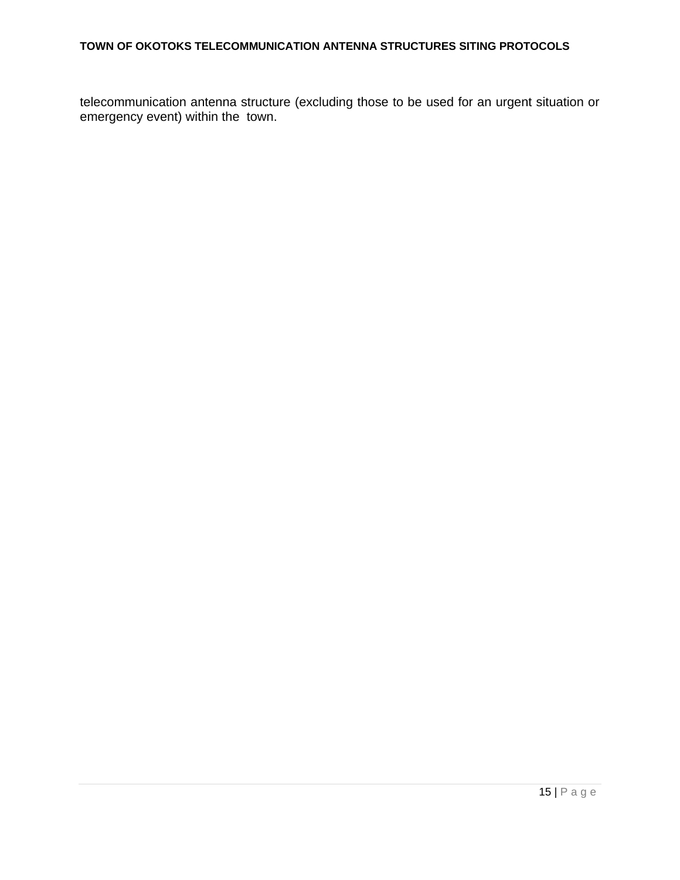telecommunication antenna structure (excluding those to be used for an urgent situation or emergency event) within the town.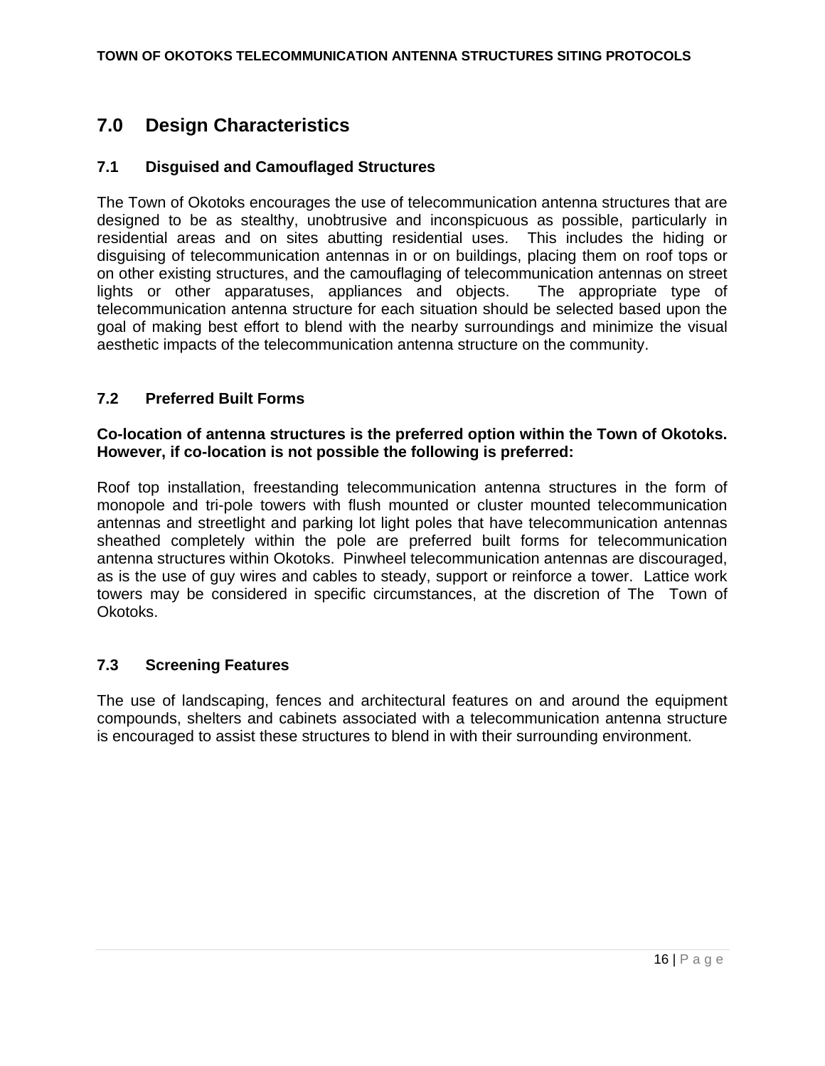## 7.0 Design Characteristics

### 7.1 Disguised and Camouflaged Structures

The Town of Okotoks encourages the use of telecommunication antenna structures that are designed to be as stealthy, unobtrusive and inconspicuous as possible, particularly in residential areas and on sites abutting residential uses. This includes the hiding or disguising of telecommunication antennas in or on buildings, placing them on roof tops or on other existing structures, and the camouflaging of telecommunication antennas on street lights or other apparatuses, appliances and objects. The appropriate type of telecommunication antenna structure for each situation should be selected based upon the goal of making best effort to blend with the nearby surroundings and minimize the visual aesthetic impacts of the telecommunication antenna structure on the community.

### 7.2 Preferred Built Forms

**Co-location of antenna structures is the preferred option within the Town of Okotoks. However, if co-location is not possible the following is preferred:**

Roof top installation, freestanding telecommunication antenna structures in the form of monopole and tri-pole towers with flush mounted or cluster mounted telecommunication antennas and streetlight and parking lot light poles that have telecommunication antennas sheathed completely within the pole are preferred built forms for telecommunication antenna structures within Okotoks. Pinwheel telecommunication antennas are discouraged, as is the use of guy wires and cables to steady, support or reinforce a tower. Lattice work towers may be considered in specific circumstances, at the discretion of The Town of Okotoks.

### 7.3 Screening Features

The use of landscaping, fences and architectural features on and around the equipment compounds, shelters and cabinets associated with a telecommunication antenna structure is encouraged to assist these structures to blend in with their surrounding environment.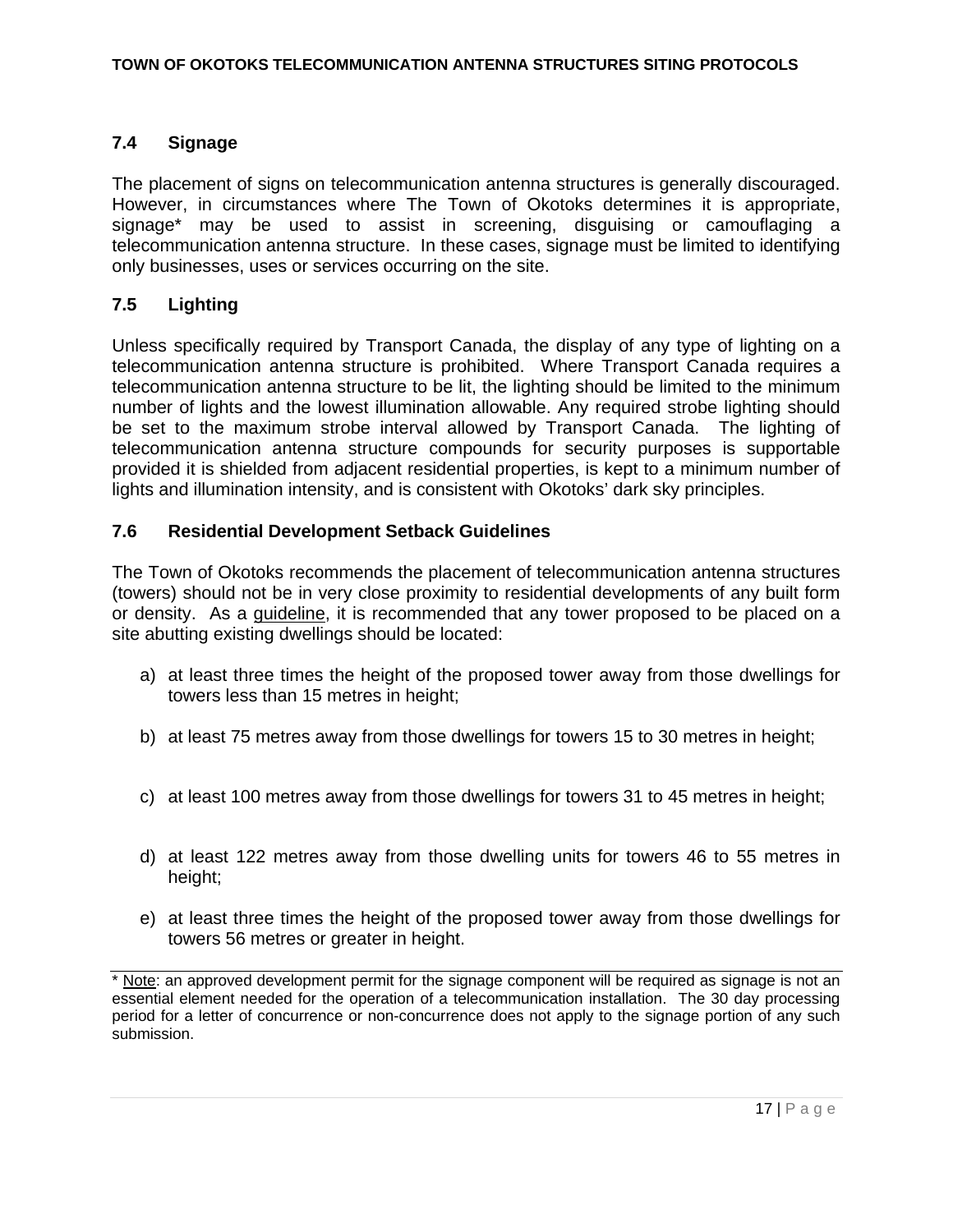### 7.4 Signage

The placement of signs on telecommunication antenna structures is generally discouraged. However, in circumstances where The Town of Okotoks determines it is appropriate, signage* may be used to assist in screening, disguising or camouflaging a telecommunication antenna structure. In these cases, signage must be limited to identifying only businesses, uses or services occurring on the site.

### 7.5 Lighting

Unless specifically required by Transport Canada, the display of any type of lighting on a telecommunication antenna structure is prohibited. Where Transport Canada requires a telecommunication antenna structure to be lit, the lighting should be limited to the minimum number of lights and the lowest illumination allowable. Any required strobe lighting should be set to the maximum strobe interval allowed by Transport Canada. The lighting of telecommunication antenna structure compounds for security purposes is supportable provided it is shielded from adjacent residential properties, is kept to a minimum number of lights and illumination intensity, and is consistent with Okotoks' dark sky principles.

### 7.6 Residential Development Setback Guidelines

The Town of Okotoks recommends the placement of telecommunication antenna structures (towers) should not be in very close proximity to residential developments of any built form or density. As a guideline, it is recommended that any tower proposed to be placed on a site abutting existing dwellings should be located:

a) at least three times the height of the proposed tower away from those dwellings for towers less than 15 metres in height;

b) at least 75 metres away from those dwellings for towers 15 to 30 metres in height;

c) at least 100 metres away from those dwellings for towers 31 to 45 metres in height;

d) at least 122 metres away from those dwelling units for towers 46 to 55 metres in height;

e) at least three times the height of the proposed tower away from those dwellings for towers 56 metres or greater in height.

---

* Note: an approved development permit for the signage component will be required as signage is not an essential element needed for the operation of a telecommunication installation. The 30 day processing period for a letter of concurrence or non-concurrence does not apply to the signage portion of any such submission.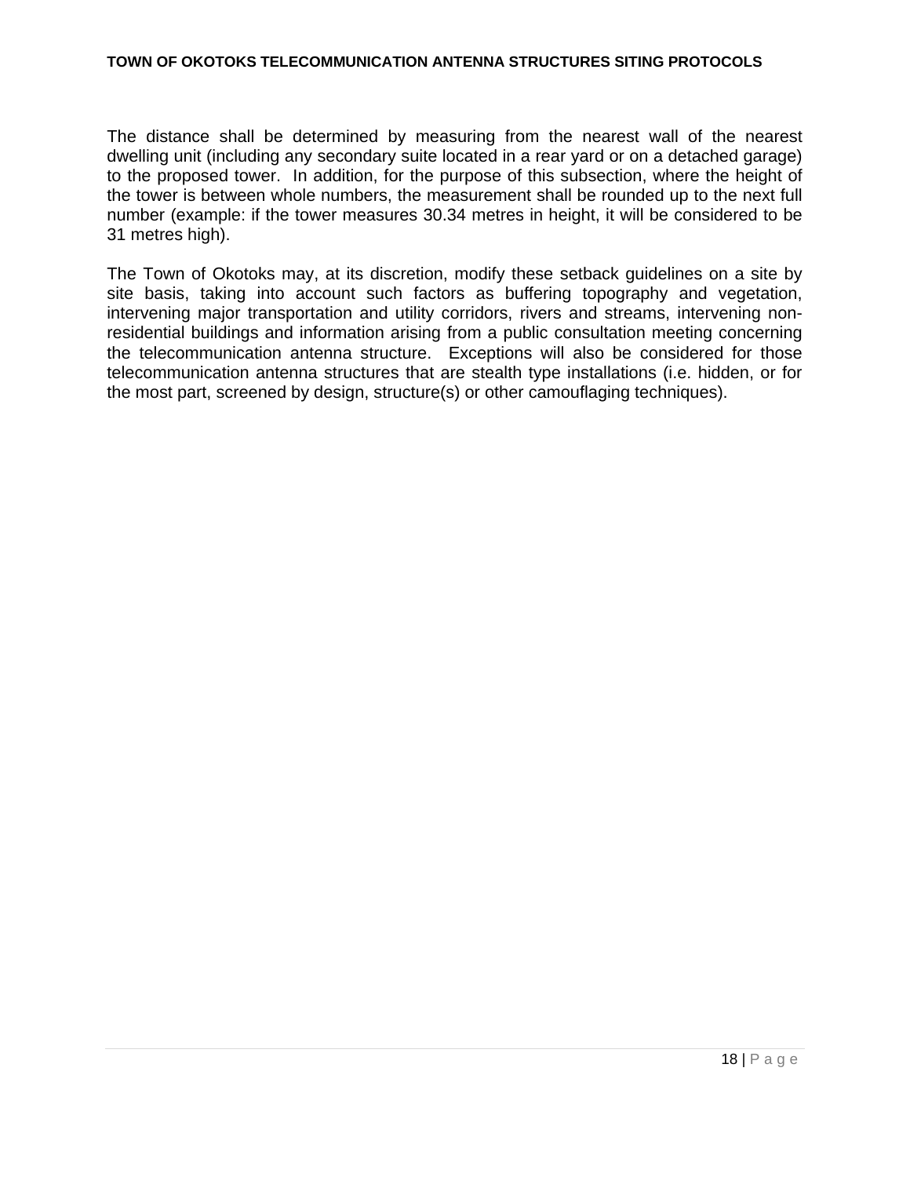The distance shall be determined by measuring from the nearest wall of the nearest dwelling unit (including any secondary suite located in a rear yard or on a detached garage) to the proposed tower. In addition, for the purpose of this subsection, where the height of the tower is between whole numbers, the measurement shall be rounded up to the next full number (example: if the tower measures 30.34 metres in height, it will be considered to be 31 metres high).

The Town of Okotoks may, at its discretion, modify these setback guidelines on a site by site basis, taking into account such factors as buffering topography and vegetation, intervening major transportation and utility corridors, rivers and streams, intervening non-residential buildings and information arising from a public consultation meeting concerning the telecommunication antenna structure. Exceptions will also be considered for those telecommunication antenna structures that are stealth type installations (i.e. hidden, or for the most part, screened by design, structure(s) or other camouflaging techniques).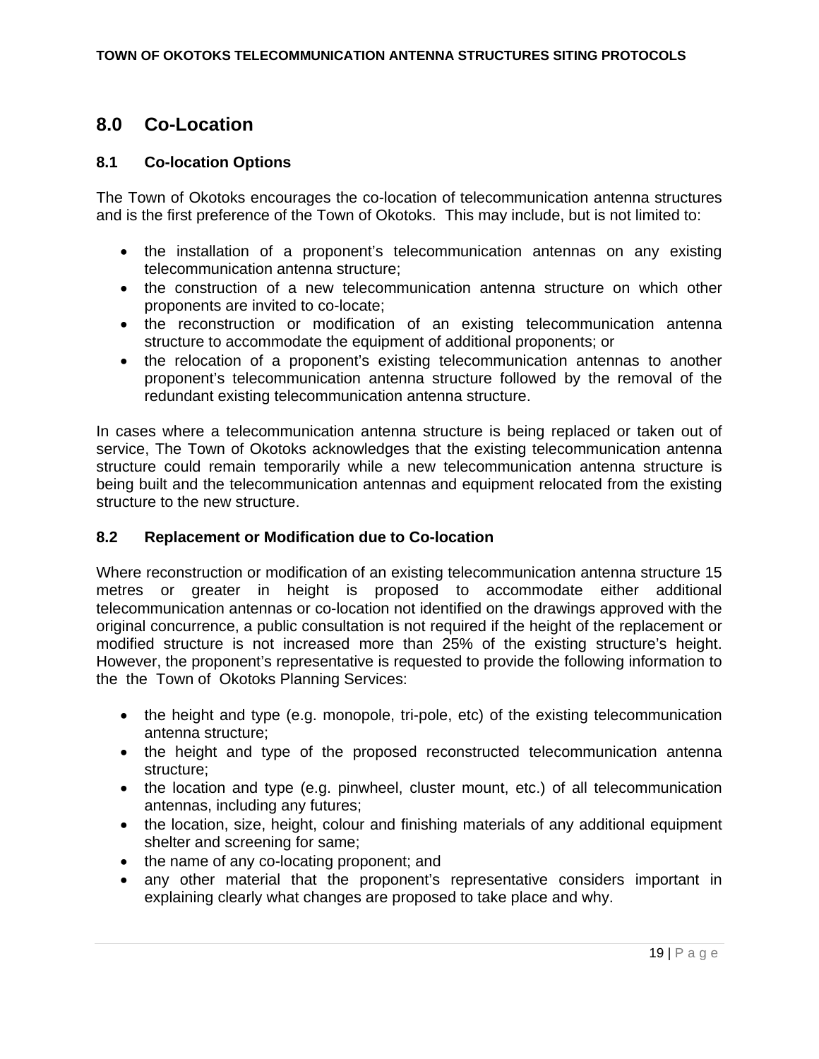## 8.0 Co-Location

### 8.1 Co-location Options

The Town of Okotoks encourages the co-location of telecommunication antenna structures and is the first preference of the Town of Okotoks. This may include, but is not limited to:

- the installation of a proponent's telecommunication antennas on any existing telecommunication antenna structure;
- the construction of a new telecommunication antenna structure on which other proponents are invited to co-locate;
- the reconstruction or modification of an existing telecommunication antenna structure to accommodate the equipment of additional proponents; or
- the relocation of a proponent's existing telecommunication antennas to another proponent's telecommunication antenna structure followed by the removal of the redundant existing telecommunication antenna structure.

In cases where a telecommunication antenna structure is being replaced or taken out of service, The Town of Okotoks acknowledges that the existing telecommunication antenna structure could remain temporarily while a new telecommunication antenna structure is being built and the telecommunication antennas and equipment relocated from the existing structure to the new structure.

### 8.2 Replacement or Modification due to Co-location

Where reconstruction or modification of an existing telecommunication antenna structure 15 metres or greater in height is proposed to accommodate either additional telecommunication antennas or co-location not identified on the drawings approved with the original concurrence, a public consultation is not required if the height of the replacement or modified structure is not increased more than 25% of the existing structure's height. However, the proponent's representative is requested to provide the following information to the the Town of Okotoks Planning Services:

- the height and type (e.g. monopole, tri-pole, etc) of the existing telecommunication antenna structure;
- the height and type of the proposed reconstructed telecommunication antenna structure;
- the location and type (e.g. pinwheel, cluster mount, etc.) of all telecommunication antennas, including any futures;
- the location, size, height, colour and finishing materials of any additional equipment shelter and screening for same;
- the name of any co-locating proponent; and
- any other material that the proponent's representative considers important in explaining clearly what changes are proposed to take place and why.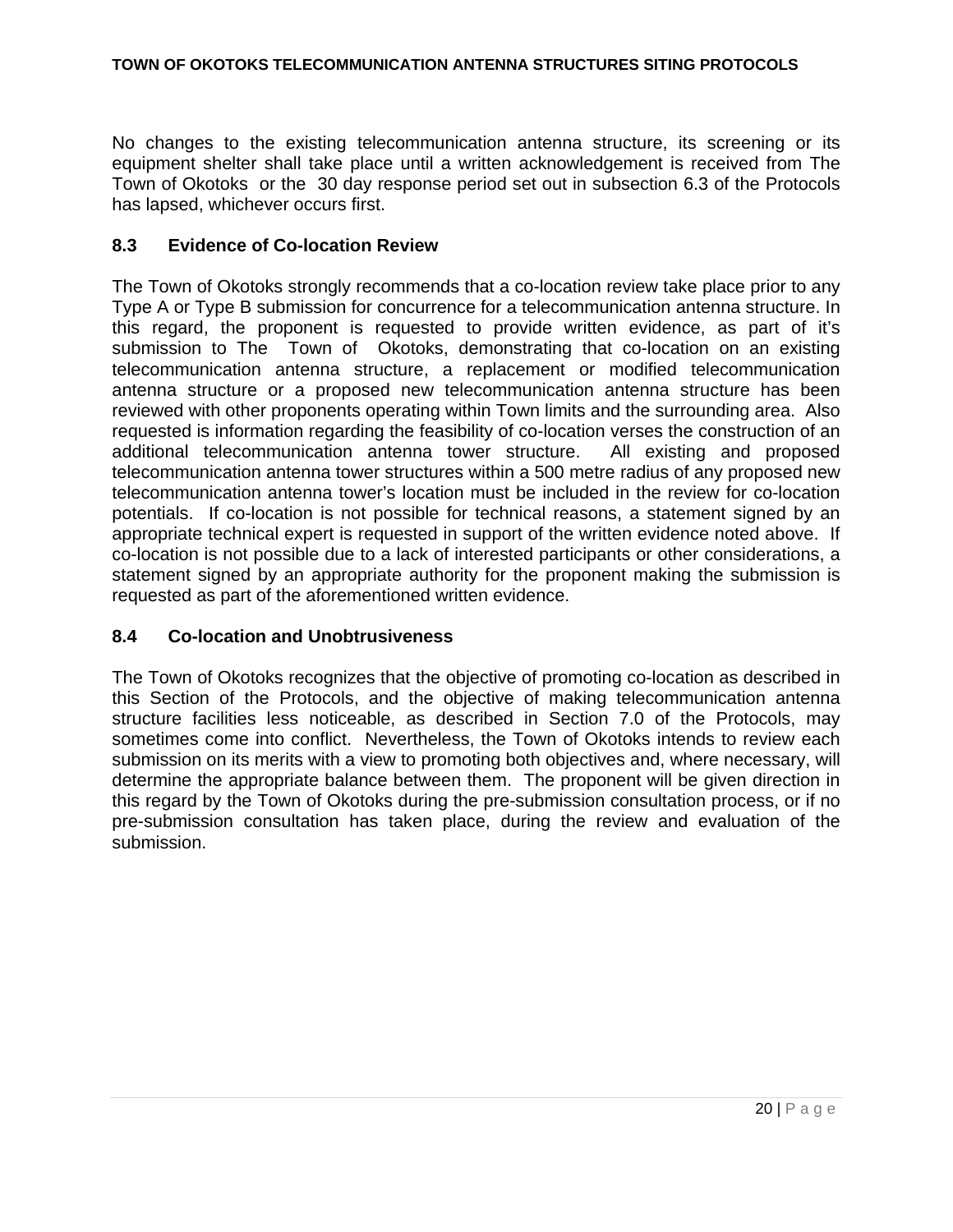No changes to the existing telecommunication antenna structure, its screening or its equipment shelter shall take place until a written acknowledgement is received from The Town of Okotoks or the 30 day response period set out in subsection 6.3 of the Protocols has lapsed, whichever occurs first.

## 8.3 Evidence of Co-location Review

The Town of Okotoks strongly recommends that a co-location review take place prior to any Type A or Type B submission for concurrence for a telecommunication antenna structure. In this regard, the proponent is requested to provide written evidence, as part of it's submission to The Town of Okotoks, demonstrating that co-location on an existing telecommunication antenna structure, a replacement or modified telecommunication antenna structure or a proposed new telecommunication antenna structure has been reviewed with other proponents operating within Town limits and the surrounding area. Also requested is information regarding the feasibility of co-location verses the construction of an additional telecommunication antenna tower structure. All existing and proposed telecommunication antenna tower structures within a 500 metre radius of any proposed new telecommunication antenna tower's location must be included in the review for co-location potentials. If co-location is not possible for technical reasons, a statement signed by an appropriate technical expert is requested in support of the written evidence noted above. If co-location is not possible due to a lack of interested participants or other considerations, a statement signed by an appropriate authority for the proponent making the submission is requested as part of the aforementioned written evidence.

## 8.4 Co-location and Unobtrusiveness

The Town of Okotoks recognizes that the objective of promoting co-location as described in this Section of the Protocols, and the objective of making telecommunication antenna structure facilities less noticeable, as described in Section 7.0 of the Protocols, may sometimes come into conflict. Nevertheless, the Town of Okotoks intends to review each submission on its merits with a view to promoting both objectives and, where necessary, will determine the appropriate balance between them. The proponent will be given direction in this regard by the Town of Okotoks during the pre-submission consultation process, or if no pre-submission consultation has taken place, during the review and evaluation of the submission.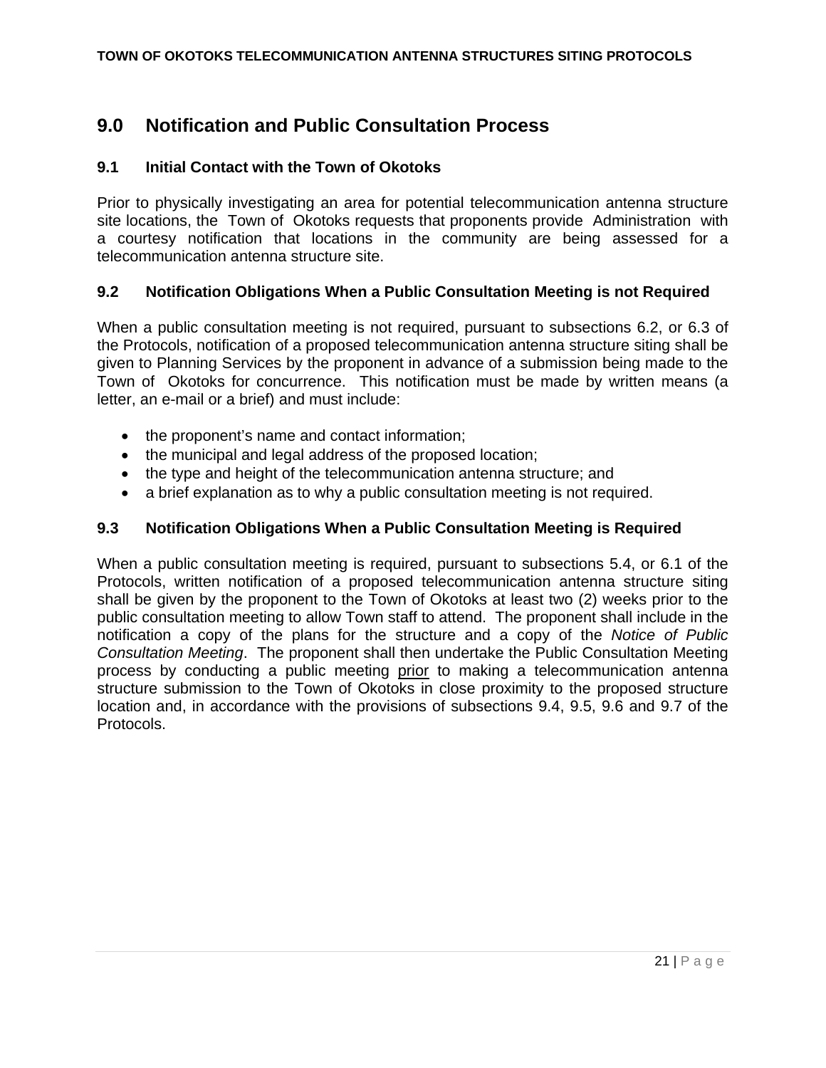## 9.0 Notification and Public Consultation Process

### 9.1 Initial Contact with the Town of Okotoks

Prior to physically investigating an area for potential telecommunication antenna structure site locations, the Town of Okotoks requests that proponents provide Administration with a courtesy notification that locations in the community are being assessed for a telecommunication antenna structure site.

### 9.2 Notification Obligations When a Public Consultation Meeting is not Required

When a public consultation meeting is not required, pursuant to subsections 6.2, or 6.3 of the Protocols, notification of a proposed telecommunication antenna structure siting shall be given to Planning Services by the proponent in advance of a submission being made to the Town of Okotoks for concurrence. This notification must be made by written means (a letter, an e-mail or a brief) and must include:

- the proponent's name and contact information;
- the municipal and legal address of the proposed location;
- the type and height of the telecommunication antenna structure; and
- a brief explanation as to why a public consultation meeting is not required.

### 9.3 Notification Obligations When a Public Consultation Meeting is Required

When a public consultation meeting is required, pursuant to subsections 5.4, or 6.1 of the Protocols, written notification of a proposed telecommunication antenna structure siting shall be given by the proponent to the Town of Okotoks at least two (2) weeks prior to the public consultation meeting to allow Town staff to attend. The proponent shall include in the notification a copy of the plans for the structure and a copy of the *Notice of Public Consultation Meeting*. The proponent shall then undertake the Public Consultation Meeting process by conducting a public meeting <u>prior</u> to making a telecommunication antenna structure submission to the Town of Okotoks in close proximity to the proposed structure location and, in accordance with the provisions of subsections 9.4, 9.5, 9.6 and 9.7 of the Protocols.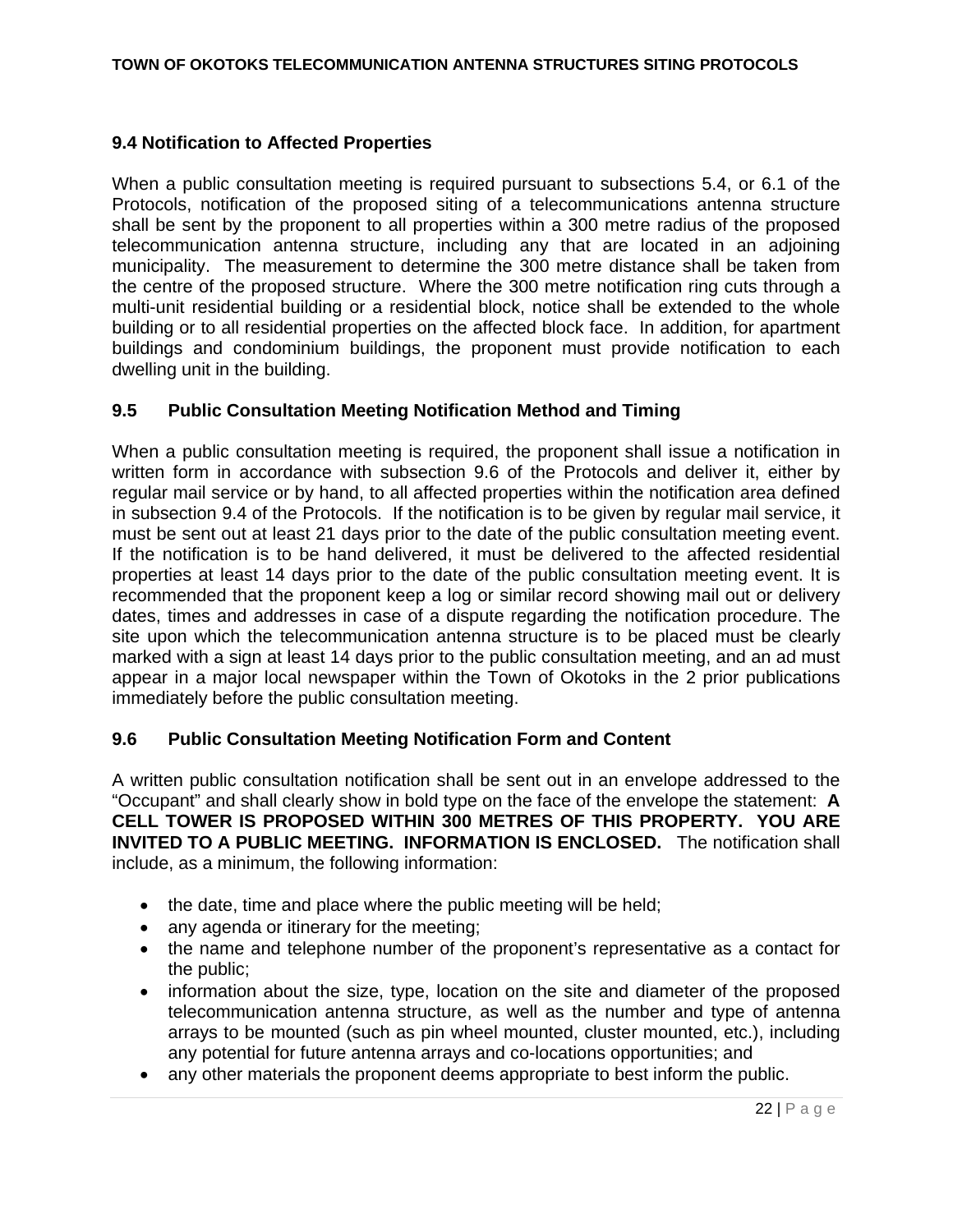## 9.4 Notification to Affected Properties

When a public consultation meeting is required pursuant to subsections 5.4, or 6.1 of the Protocols, notification of the proposed siting of a telecommunications antenna structure shall be sent by the proponent to all properties within a 300 metre radius of the proposed telecommunication antenna structure, including any that are located in an adjoining municipality. The measurement to determine the 300 metre distance shall be taken from the centre of the proposed structure. Where the 300 metre notification ring cuts through a multi-unit residential building or a residential block, notice shall be extended to the whole building or to all residential properties on the affected block face. In addition, for apartment buildings and condominium buildings, the proponent must provide notification to each dwelling unit in the building.

## 9.5 Public Consultation Meeting Notification Method and Timing

When a public consultation meeting is required, the proponent shall issue a notification in written form in accordance with subsection 9.6 of the Protocols and deliver it, either by regular mail service or by hand, to all affected properties within the notification area defined in subsection 9.4 of the Protocols. If the notification is to be given by regular mail service, it must be sent out at least 21 days prior to the date of the public consultation meeting event. If the notification is to be hand delivered, it must be delivered to the affected residential properties at least 14 days prior to the date of the public consultation meeting event. It is recommended that the proponent keep a log or similar record showing mail out or delivery dates, times and addresses in case of a dispute regarding the notification procedure. The site upon which the telecommunication antenna structure is to be placed must be clearly marked with a sign at least 14 days prior to the public consultation meeting, and an ad must appear in a major local newspaper within the Town of Okotoks in the 2 prior publications immediately before the public consultation meeting.

## 9.6 Public Consultation Meeting Notification Form and Content

A written public consultation notification shall be sent out in an envelope addressed to the "Occupant" and shall clearly show in bold type on the face of the envelope the statement: **A CELL TOWER IS PROPOSED WITHIN 300 METRES OF THIS PROPERTY. YOU ARE INVITED TO A PUBLIC MEETING. INFORMATION IS ENCLOSED.** The notification shall include, as a minimum, the following information:

- the date, time and place where the public meeting will be held;
- any agenda or itinerary for the meeting;
- the name and telephone number of the proponent's representative as a contact for the public;
- information about the size, type, location on the site and diameter of the proposed telecommunication antenna structure, as well as the number and type of antenna arrays to be mounted (such as pin wheel mounted, cluster mounted, etc.), including any potential for future antenna arrays and co-locations opportunities; and
- any other materials the proponent deems appropriate to best inform the public.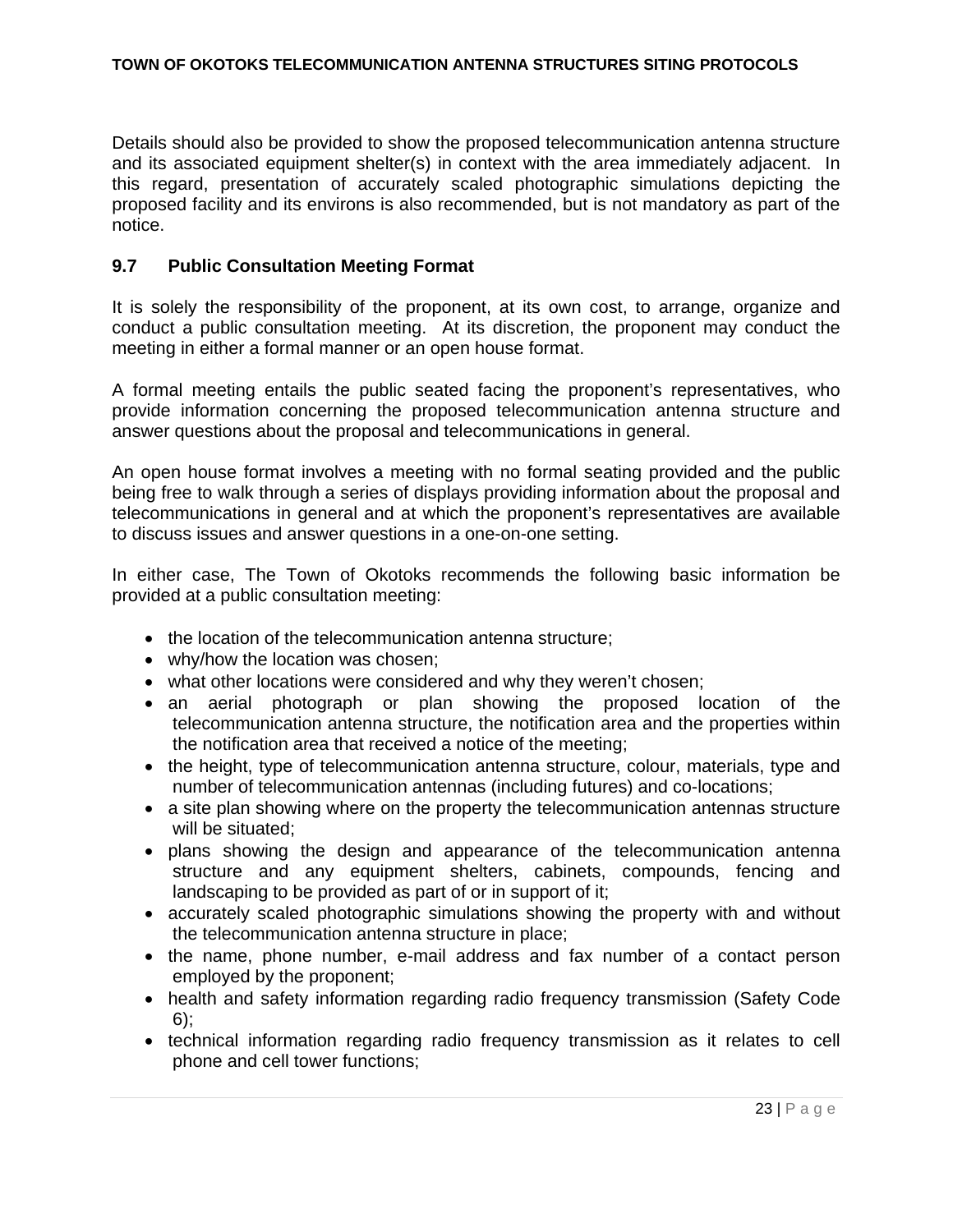Details should also be provided to show the proposed telecommunication antenna structure and its associated equipment shelter(s) in context with the area immediately adjacent. In this regard, presentation of accurately scaled photographic simulations depicting the proposed facility and its environs is also recommended, but is not mandatory as part of the notice.

### 9.7 Public Consultation Meeting Format

It is solely the responsibility of the proponent, at its own cost, to arrange, organize and conduct a public consultation meeting. At its discretion, the proponent may conduct the meeting in either a formal manner or an open house format.

A formal meeting entails the public seated facing the proponent's representatives, who provide information concerning the proposed telecommunication antenna structure and answer questions about the proposal and telecommunications in general.

An open house format involves a meeting with no formal seating provided and the public being free to walk through a series of displays providing information about the proposal and telecommunications in general and at which the proponent's representatives are available to discuss issues and answer questions in a one-on-one setting.

In either case, The Town of Okotoks recommends the following basic information be provided at a public consultation meeting:

- the location of the telecommunication antenna structure;
- why/how the location was chosen;
- what other locations were considered and why they weren't chosen;
- an aerial photograph or plan showing the proposed location of the telecommunication antenna structure, the notification area and the properties within the notification area that received a notice of the meeting;
- the height, type of telecommunication antenna structure, colour, materials, type and number of telecommunication antennas (including futures) and co-locations;
- a site plan showing where on the property the telecommunication antennas structure will be situated;
- plans showing the design and appearance of the telecommunication antenna structure and any equipment shelters, cabinets, compounds, fencing and landscaping to be provided as part of or in support of it;
- accurately scaled photographic simulations showing the property with and without the telecommunication antenna structure in place;
- the name, phone number, e-mail address and fax number of a contact person employed by the proponent;
- health and safety information regarding radio frequency transmission (Safety Code 6);
- technical information regarding radio frequency transmission as it relates to cell phone and cell tower functions;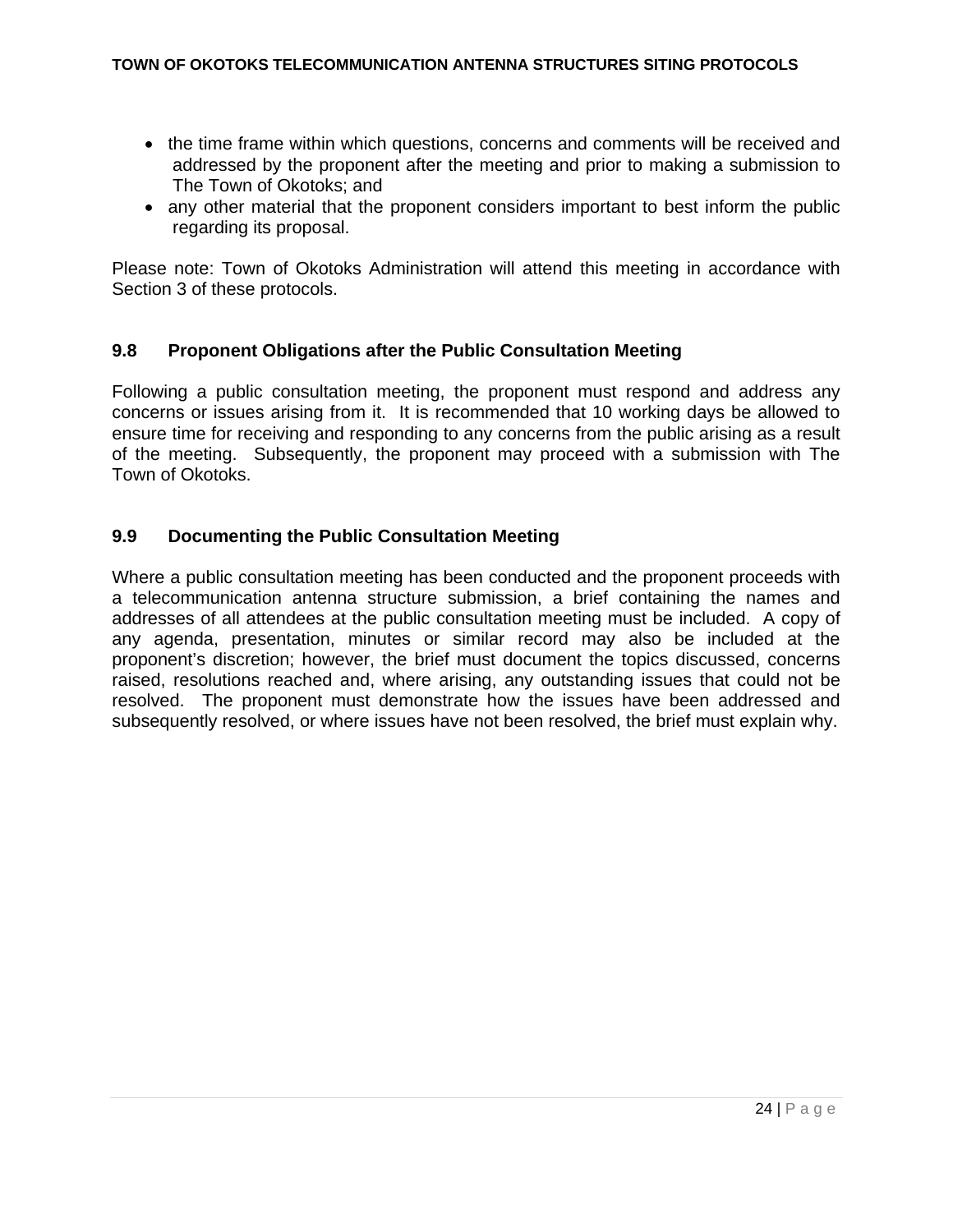- the time frame within which questions, concerns and comments will be received and addressed by the proponent after the meeting and prior to making a submission to The Town of Okotoks; and
- any other material that the proponent considers important to best inform the public regarding its proposal.

Please note: Town of Okotoks Administration will attend this meeting in accordance with Section 3 of these protocols.

### 9.8 Proponent Obligations after the Public Consultation Meeting

Following a public consultation meeting, the proponent must respond and address any concerns or issues arising from it. It is recommended that 10 working days be allowed to ensure time for receiving and responding to any concerns from the public arising as a result of the meeting. Subsequently, the proponent may proceed with a submission with The Town of Okotoks.

### 9.9 Documenting the Public Consultation Meeting

Where a public consultation meeting has been conducted and the proponent proceeds with a telecommunication antenna structure submission, a brief containing the names and addresses of all attendees at the public consultation meeting must be included. A copy of any agenda, presentation, minutes or similar record may also be included at the proponent's discretion; however, the brief must document the topics discussed, concerns raised, resolutions reached and, where arising, any outstanding issues that could not be resolved. The proponent must demonstrate how the issues have been addressed and subsequently resolved, or where issues have not been resolved, the brief must explain why.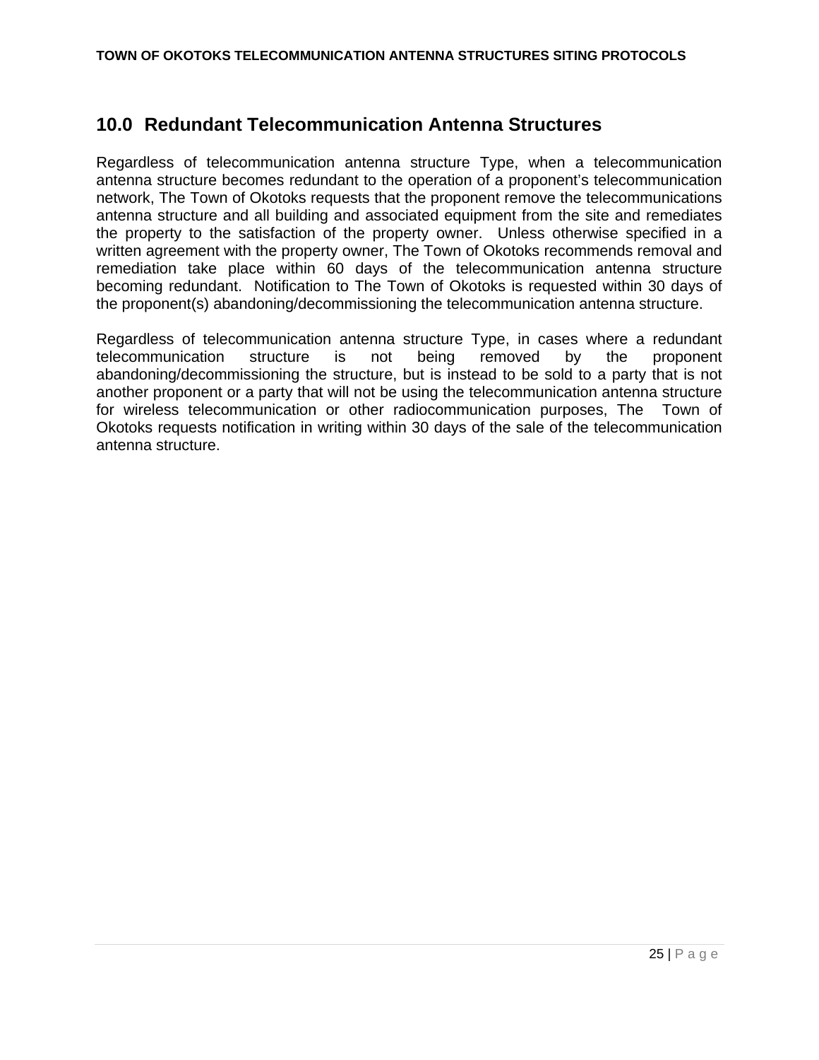## 10.0 Redundant Telecommunication Antenna Structures

Regardless of telecommunication antenna structure Type, when a telecommunication antenna structure becomes redundant to the operation of a proponent's telecommunication network, The Town of Okotoks requests that the proponent remove the telecommunications antenna structure and all building and associated equipment from the site and remediates the property to the satisfaction of the property owner. Unless otherwise specified in a written agreement with the property owner, The Town of Okotoks recommends removal and remediation take place within 60 days of the telecommunication antenna structure becoming redundant. Notification to The Town of Okotoks is requested within 30 days of the proponent(s) abandoning/decommissioning the telecommunication antenna structure.

Regardless of telecommunication antenna structure Type, in cases where a redundant telecommunication structure is not being removed by the proponent abandoning/decommissioning the structure, but is instead to be sold to a party that is not another proponent or a party that will not be using the telecommunication antenna structure for wireless telecommunication or other radiocommunication purposes, The Town of Okotoks requests notification in writing within 30 days of the sale of the telecommunication antenna structure.